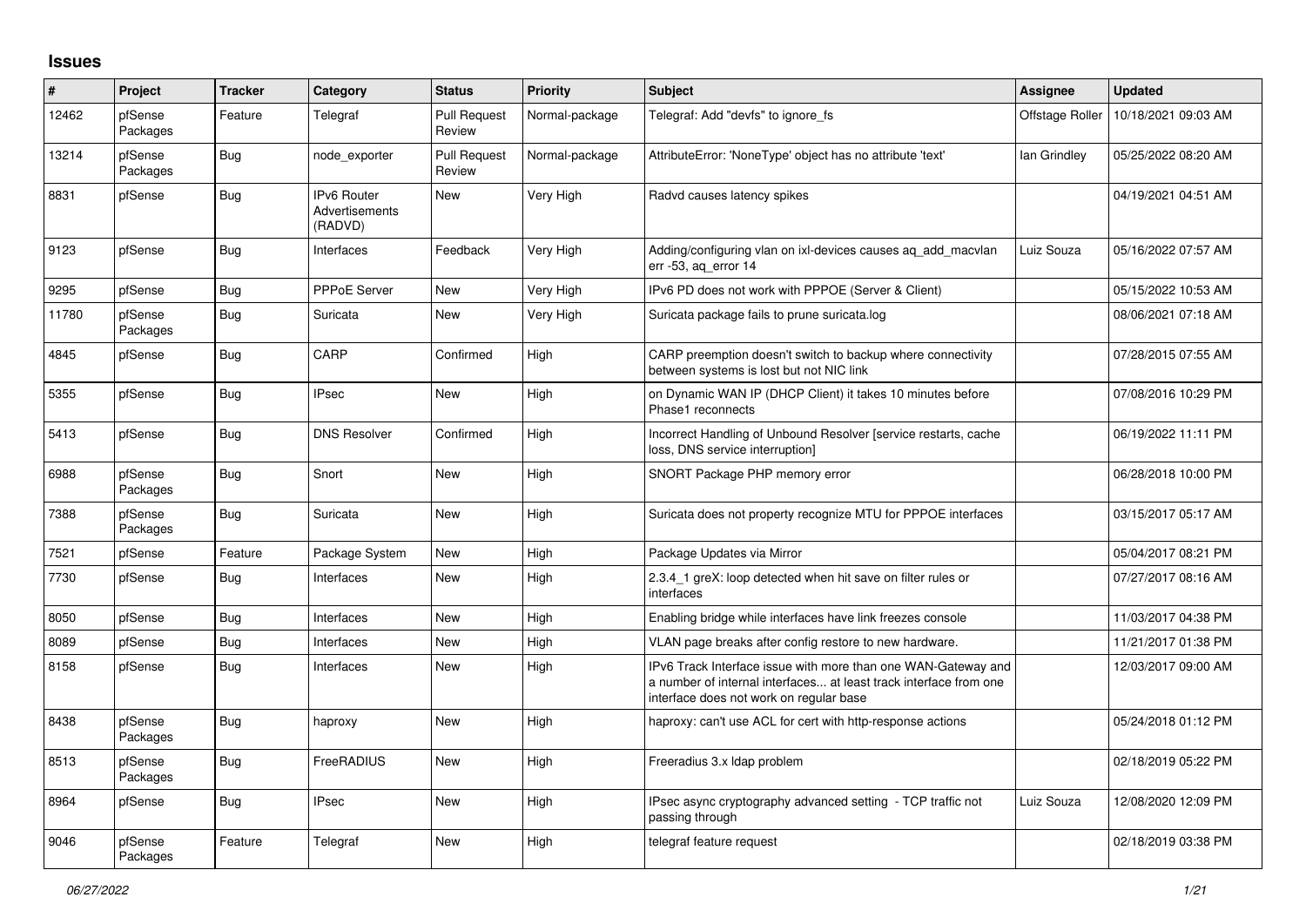## Issues

| # | Project | Tracker | Category | Status | Priority | Subject | Assignee | Updated |
|---|---|---|---|---|---|---|---|---|
| 12462 | pfSense Packages | Feature | Telegraf | Pull Request Review | Normal-package | Telegraf: Add "devfs" to ignore_fs | Offstage Roller | 10/18/2021 09:03 AM |
| 13214 | pfSense Packages | Bug | node_exporter | Pull Request Review | Normal-package | AttributeError: 'NoneType' object has no attribute 'text' | Ian Grindley | 05/25/2022 08:20 AM |
| 8831 | pfSense | Bug | IPv6 Router Advertisements (RADVD) | New | Very High | Radvd causes latency spikes | | 04/19/2021 04:51 AM |
| 9123 | pfSense | Bug | Interfaces | Feedback | Very High | Adding/configuring vlan on ixl-devices causes aq_add_macvlan err -53, aq_error 14 | Luiz Souza | 05/16/2022 07:57 AM |
| 9295 | pfSense | Bug | PPPoE Server | New | Very High | IPv6 PD does not work with PPPOE (Server & Client) | | 05/15/2022 10:53 AM |
| 11780 | pfSense Packages | Bug | Suricata | New | Very High | Suricata package fails to prune suricata.log | | 08/06/2021 07:18 AM |
| 4845 | pfSense | Bug | CARP | Confirmed | High | CARP preemption doesn't switch to backup where connectivity between systems is lost but not NIC link | | 07/28/2015 07:55 AM |
| 5355 | pfSense | Bug | IPsec | New | High | on Dynamic WAN IP (DHCP Client) it takes 10 minutes before Phase1 reconnects | | 07/08/2016 10:29 PM |
| 5413 | pfSense | Bug | DNS Resolver | Confirmed | High | Incorrect Handling of Unbound Resolver [service restarts, cache loss, DNS service interruption] | | 06/19/2022 11:11 PM |
| 6988 | pfSense Packages | Bug | Snort | New | High | SNORT Package PHP memory error | | 06/28/2018 10:00 PM |
| 7388 | pfSense Packages | Bug | Suricata | New | High | Suricata does not property recognize MTU for PPPOE interfaces | | 03/15/2017 05:17 AM |
| 7521 | pfSense | Feature | Package System | New | High | Package Updates via Mirror | | 05/04/2017 08:21 PM |
| 7730 | pfSense | Bug | Interfaces | New | High | 2.3.4_1 greX: loop detected when hit save on filter rules or interfaces | | 07/27/2017 08:16 AM |
| 8050 | pfSense | Bug | Interfaces | New | High | Enabling bridge while interfaces have link freezes console | | 11/03/2017 04:38 PM |
| 8089 | pfSense | Bug | Interfaces | New | High | VLAN page breaks after config restore to new hardware. | | 11/21/2017 01:38 PM |
| 8158 | pfSense | Bug | Interfaces | New | High | IPv6 Track Interface issue with more than one WAN-Gateway and a number of internal interfaces... at least track interface from one interface does not work on regular base | | 12/03/2017 09:00 AM |
| 8438 | pfSense Packages | Bug | haproxy | New | High | haproxy: can't use ACL for cert with http-response actions | | 05/24/2018 01:12 PM |
| 8513 | pfSense Packages | Bug | FreeRADIUS | New | High | Freeradius 3.x ldap problem | | 02/18/2019 05:22 PM |
| 8964 | pfSense | Bug | IPsec | New | High | IPsec async cryptography advanced setting - TCP traffic not passing through | Luiz Souza | 12/08/2020 12:09 PM |
| 9046 | pfSense Packages | Feature | Telegraf | New | High | telegraf feature request | | 02/18/2019 03:38 PM |

*06/27/2022*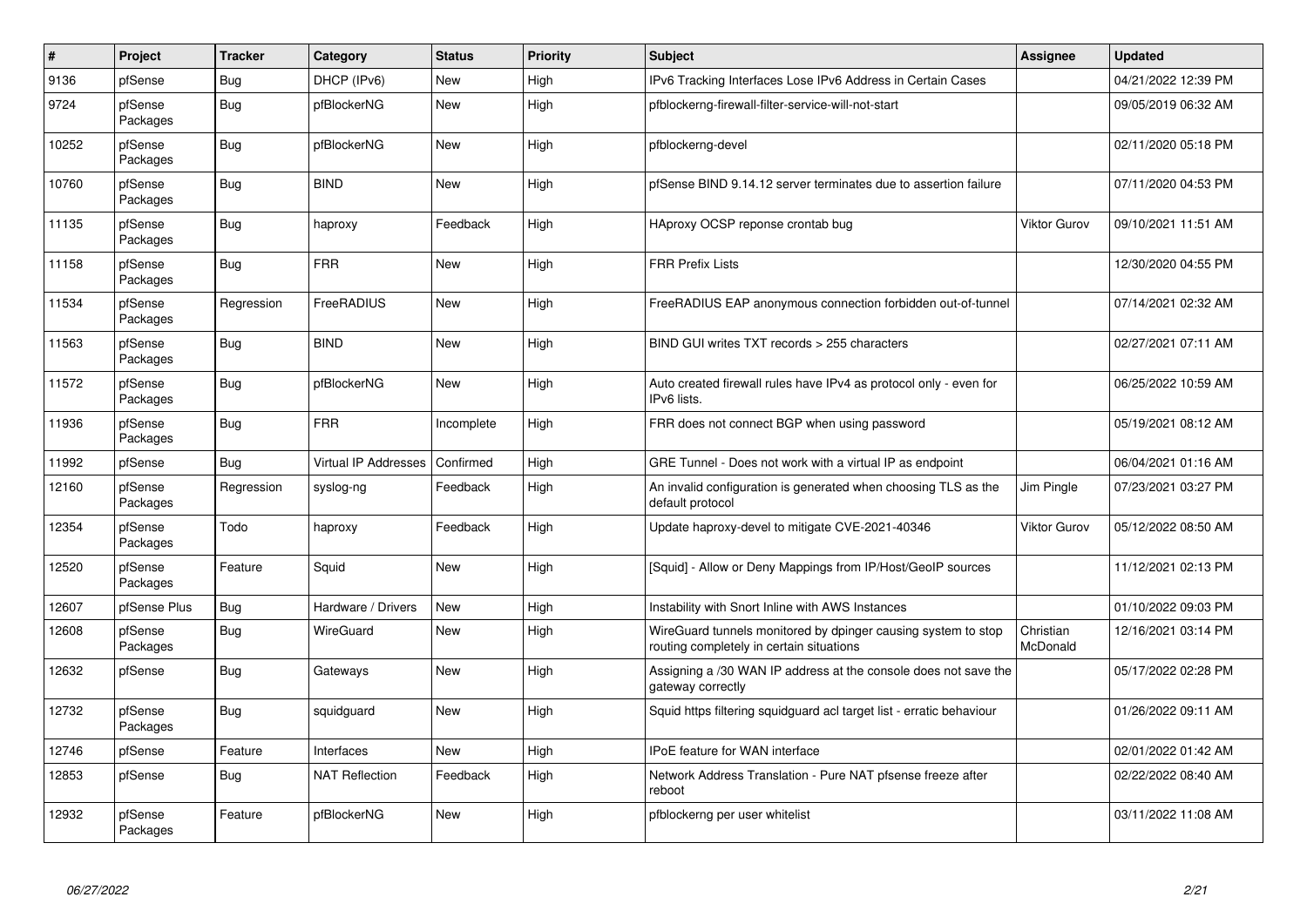| # | Project | Tracker | Category | Status | Priority | Subject | Assignee | Updated |
|---|---|---|---|---|---|---|---|---|
| 9136 | pfSense | Bug | DHCP (IPv6) | New | High | IPv6 Tracking Interfaces Lose IPv6 Address in Certain Cases | | 04/21/2022 12:39 PM |
| 9724 | pfSense Packages | Bug | pfBlockerNG | New | High | pfblockerng-firewall-filter-service-will-not-start | | 09/05/2019 06:32 AM |
| 10252 | pfSense Packages | Bug | pfBlockerNG | New | High | pfblockerng-devel | | 02/11/2020 05:18 PM |
| 10760 | pfSense Packages | Bug | BIND | New | High | pfSense BIND 9.14.12 server terminates due to assertion failure | | 07/11/2020 04:53 PM |
| 11135 | pfSense Packages | Bug | haproxy | Feedback | High | HAproxy OCSP reponse crontab bug | Viktor Gurov | 09/10/2021 11:51 AM |
| 11158 | pfSense Packages | Bug | FRR | New | High | FRR Prefix Lists | | 12/30/2020 04:55 PM |
| 11534 | pfSense Packages | Regression | FreeRADIUS | New | High | FreeRADIUS EAP anonymous connection forbidden out-of-tunnel | | 07/14/2021 02:32 AM |
| 11563 | pfSense Packages | Bug | BIND | New | High | BIND GUI writes TXT records > 255 characters | | 02/27/2021 07:11 AM |
| 11572 | pfSense Packages | Bug | pfBlockerNG | New | High | Auto created firewall rules have IPv4 as protocol only - even for IPv6 lists. | | 06/25/2022 10:59 AM |
| 11936 | pfSense Packages | Bug | FRR | Incomplete | High | FRR does not connect BGP when using password | | 05/19/2021 08:12 AM |
| 11992 | pfSense | Bug | Virtual IP Addresses | Confirmed | High | GRE Tunnel - Does not work with a virtual IP as endpoint | | 06/04/2021 01:16 AM |
| 12160 | pfSense Packages | Regression | syslog-ng | Feedback | High | An invalid configuration is generated when choosing TLS as the default protocol | Jim Pingle | 07/23/2021 03:27 PM |
| 12354 | pfSense Packages | Todo | haproxy | Feedback | High | Update haproxy-devel to mitigate CVE-2021-40346 | Viktor Gurov | 05/12/2022 08:50 AM |
| 12520 | pfSense Packages | Feature | Squid | New | High | [Squid] - Allow or Deny Mappings from IP/Host/GeoIP sources | | 11/12/2021 02:13 PM |
| 12607 | pfSense Plus | Bug | Hardware / Drivers | New | High | Instability with Snort Inline with AWS Instances | | 01/10/2022 09:03 PM |
| 12608 | pfSense Packages | Bug | WireGuard | New | High | WireGuard tunnels monitored by dpinger causing system to stop routing completely in certain situations | Christian McDonald | 12/16/2021 03:14 PM |
| 12632 | pfSense | Bug | Gateways | New | High | Assigning a /30 WAN IP address at the console does not save the gateway correctly | | 05/17/2022 02:28 PM |
| 12732 | pfSense Packages | Bug | squidguard | New | High | Squid https filtering squidguard acl target list - erratic behaviour | | 01/26/2022 09:11 AM |
| 12746 | pfSense | Feature | Interfaces | New | High | IPoE feature for WAN interface | | 02/01/2022 01:42 AM |
| 12853 | pfSense | Bug | NAT Reflection | Feedback | High | Network Address Translation - Pure NAT pfsense freeze after reboot | | 02/22/2022 08:40 AM |
| 12932 | pfSense Packages | Feature | pfBlockerNG | New | High | pfblockerng per user whitelist | | 03/11/2022 11:08 AM |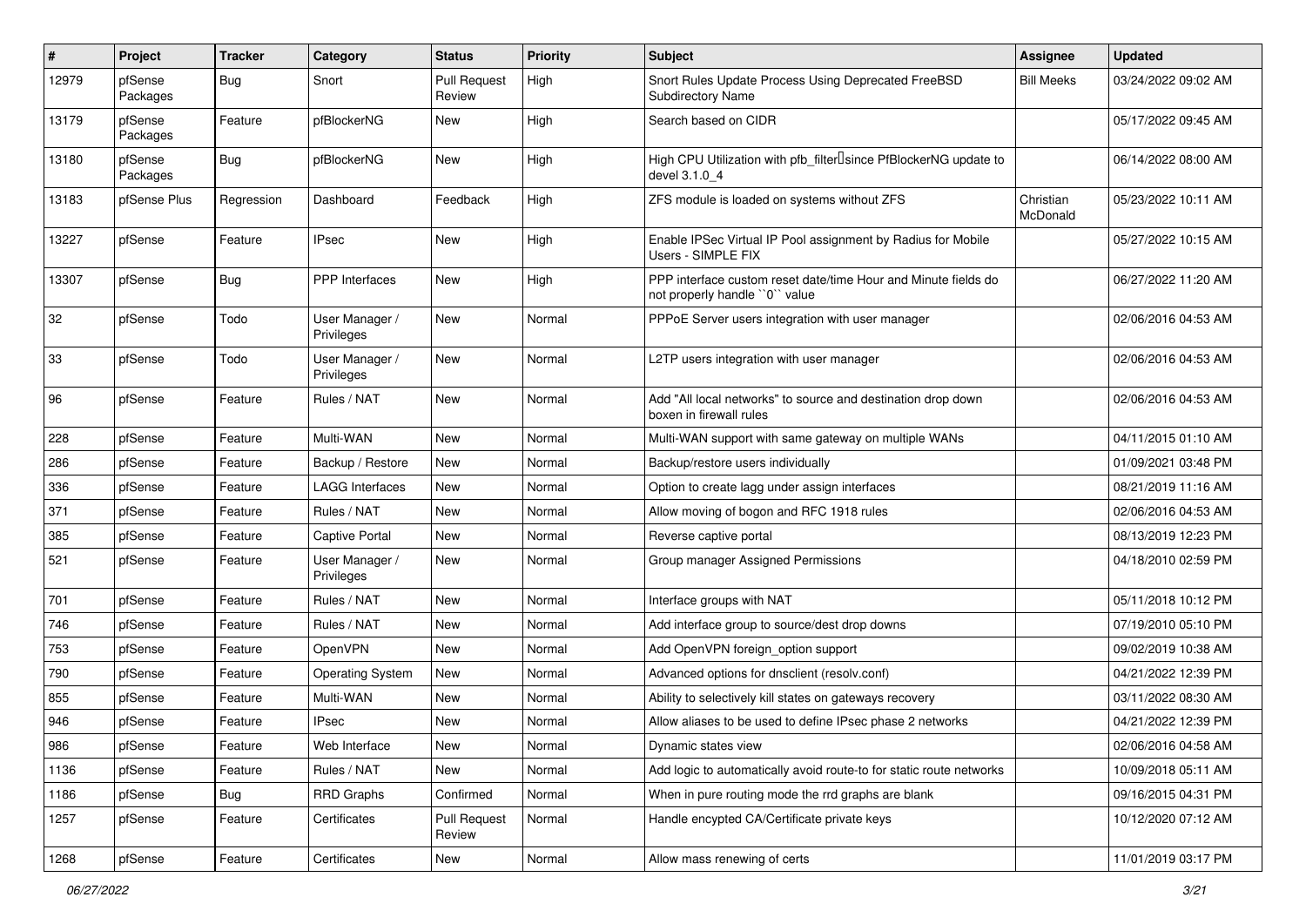| # | Project | Tracker | Category | Status | Priority | Subject | Assignee | Updated |
|---|---|---|---|---|---|---|---|---|
| 12979 | pfSense Packages | Bug | Snort | Pull Request Review | High | Snort Rules Update Process Using Deprecated FreeBSD Subdirectory Name | Bill Meeks | 03/24/2022 09:02 AM |
| 13179 | pfSense Packages | Feature | pfBlockerNG | New | High | Search based on CIDR | | 05/17/2022 09:45 AM |
| 13180 | pfSense Packages | Bug | pfBlockerNG | New | High | High CPU Utilization with pfb_filter since PfBlockerNG update to devel 3.1.0_4 | | 06/14/2022 08:00 AM |
| 13183 | pfSense Plus | Regression | Dashboard | Feedback | High | ZFS module is loaded on systems without ZFS | Christian McDonald | 05/23/2022 10:11 AM |
| 13227 | pfSense | Feature | IPsec | New | High | Enable IPSec Virtual IP Pool assignment by Radius for Mobile Users - SIMPLE FIX | | 05/27/2022 10:15 AM |
| 13307 | pfSense | Bug | PPP Interfaces | New | High | PPP interface custom reset date/time Hour and Minute fields do not properly handle ``0`` value | | 06/27/2022 11:20 AM |
| 32 | pfSense | Todo | User Manager / Privileges | New | Normal | PPPoE Server users integration with user manager | | 02/06/2016 04:53 AM |
| 33 | pfSense | Todo | User Manager / Privileges | New | Normal | L2TP users integration with user manager | | 02/06/2016 04:53 AM |
| 96 | pfSense | Feature | Rules / NAT | New | Normal | Add "All local networks" to source and destination drop down boxen in firewall rules | | 02/06/2016 04:53 AM |
| 228 | pfSense | Feature | Multi-WAN | New | Normal | Multi-WAN support with same gateway on multiple WANs | | 04/11/2015 01:10 AM |
| 286 | pfSense | Feature | Backup / Restore | New | Normal | Backup/restore users individually | | 01/09/2021 03:48 PM |
| 336 | pfSense | Feature | LAGG Interfaces | New | Normal | Option to create lagg under assign interfaces | | 08/21/2019 11:16 AM |
| 371 | pfSense | Feature | Rules / NAT | New | Normal | Allow moving of bogon and RFC 1918 rules | | 02/06/2016 04:53 AM |
| 385 | pfSense | Feature | Captive Portal | New | Normal | Reverse captive portal | | 08/13/2019 12:23 PM |
| 521 | pfSense | Feature | User Manager / Privileges | New | Normal | Group manager Assigned Permissions | | 04/18/2010 02:59 PM |
| 701 | pfSense | Feature | Rules / NAT | New | Normal | Interface groups with NAT | | 05/11/2018 10:12 PM |
| 746 | pfSense | Feature | Rules / NAT | New | Normal | Add interface group to source/dest drop downs | | 07/19/2010 05:10 PM |
| 753 | pfSense | Feature | OpenVPN | New | Normal | Add OpenVPN foreign_option support | | 09/02/2019 10:38 AM |
| 790 | pfSense | Feature | Operating System | New | Normal | Advanced options for dnsclient (resolv.conf) | | 04/21/2022 12:39 PM |
| 855 | pfSense | Feature | Multi-WAN | New | Normal | Ability to selectively kill states on gateways recovery | | 03/11/2022 08:30 AM |
| 946 | pfSense | Feature | IPsec | New | Normal | Allow aliases to be used to define IPsec phase 2 networks | | 04/21/2022 12:39 PM |
| 986 | pfSense | Feature | Web Interface | New | Normal | Dynamic states view | | 02/06/2016 04:58 AM |
| 1136 | pfSense | Feature | Rules / NAT | New | Normal | Add logic to automatically avoid route-to for static route networks | | 10/09/2018 05:11 AM |
| 1186 | pfSense | Bug | RRD Graphs | Confirmed | Normal | When in pure routing mode the rrd graphs are blank | | 09/16/2015 04:31 PM |
| 1257 | pfSense | Feature | Certificates | Pull Request Review | Normal | Handle encypted CA/Certificate private keys | | 10/12/2020 07:12 AM |
| 1268 | pfSense | Feature | Certificates | New | Normal | Allow mass renewing of certs | | 11/01/2019 03:17 PM |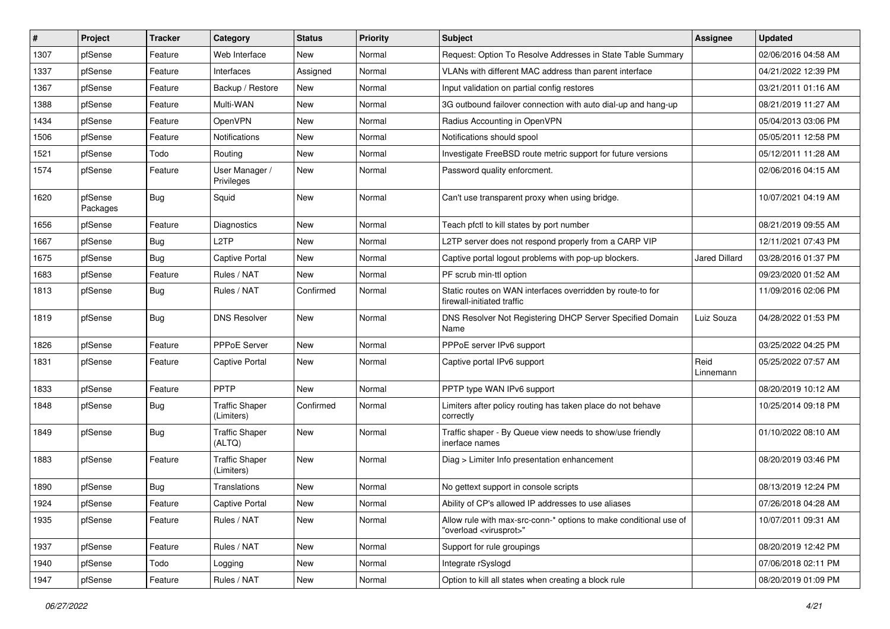| # | Project | Tracker | Category | Status | Priority | Subject | Assignee | Updated |
|---|---|---|---|---|---|---|---|---|
| 1307 | pfSense | Feature | Web Interface | New | Normal | Request: Option To Resolve Addresses in State Table Summary | | 02/06/2016 04:58 AM |
| 1337 | pfSense | Feature | Interfaces | Assigned | Normal | VLANs with different MAC address than parent interface | | 04/21/2022 12:39 PM |
| 1367 | pfSense | Feature | Backup / Restore | New | Normal | Input validation on partial config restores | | 03/21/2011 01:16 AM |
| 1388 | pfSense | Feature | Multi-WAN | New | Normal | 3G outbound failover connection with auto dial-up and hang-up | | 08/21/2019 11:27 AM |
| 1434 | pfSense | Feature | OpenVPN | New | Normal | Radius Accounting in OpenVPN | | 05/04/2013 03:06 PM |
| 1506 | pfSense | Feature | Notifications | New | Normal | Notifications should spool | | 05/05/2011 12:58 PM |
| 1521 | pfSense | Todo | Routing | New | Normal | Investigate FreeBSD route metric support for future versions | | 05/12/2011 11:28 AM |
| 1574 | pfSense | Feature | User Manager / Privileges | New | Normal | Password quality enforcment. | | 02/06/2016 04:15 AM |
| 1620 | pfSense Packages | Bug | Squid | New | Normal | Can't use transparent proxy when using bridge. | | 10/07/2021 04:19 AM |
| 1656 | pfSense | Feature | Diagnostics | New | Normal | Teach pfctl to kill states by port number | | 08/21/2019 09:55 AM |
| 1667 | pfSense | Bug | L2TP | New | Normal | L2TP server does not respond properly from a CARP VIP | | 12/11/2021 07:43 PM |
| 1675 | pfSense | Bug | Captive Portal | New | Normal | Captive portal logout problems with pop-up blockers. | Jared Dillard | 03/28/2016 01:37 PM |
| 1683 | pfSense | Feature | Rules / NAT | New | Normal | PF scrub min-ttl option | | 09/23/2020 01:52 AM |
| 1813 | pfSense | Bug | Rules / NAT | Confirmed | Normal | Static routes on WAN interfaces overridden by route-to for firewall-initiated traffic | | 11/09/2016 02:06 PM |
| 1819 | pfSense | Bug | DNS Resolver | New | Normal | DNS Resolver Not Registering DHCP Server Specified Domain Name | Luiz Souza | 04/28/2022 01:53 PM |
| 1826 | pfSense | Feature | PPPoE Server | New | Normal | PPPoE server IPv6 support | | 03/25/2022 04:25 PM |
| 1831 | pfSense | Feature | Captive Portal | New | Normal | Captive portal IPv6 support | Reid Linnemann | 05/25/2022 07:57 AM |
| 1833 | pfSense | Feature | PPTP | New | Normal | PPTP type WAN IPv6 support | | 08/20/2019 10:12 AM |
| 1848 | pfSense | Bug | Traffic Shaper (Limiters) | Confirmed | Normal | Limiters after policy routing has taken place do not behave correctly | | 10/25/2014 09:18 PM |
| 1849 | pfSense | Bug | Traffic Shaper (ALTQ) | New | Normal | Traffic shaper - By Queue view needs to show/use friendly inerface names | | 01/10/2022 08:10 AM |
| 1883 | pfSense | Feature | Traffic Shaper (Limiters) | New | Normal | Diag > Limiter Info presentation enhancement | | 08/20/2019 03:46 PM |
| 1890 | pfSense | Bug | Translations | New | Normal | No gettext support in console scripts | | 08/13/2019 12:24 PM |
| 1924 | pfSense | Feature | Captive Portal | New | Normal | Ability of CP's allowed IP addresses to use aliases | | 07/26/2018 04:28 AM |
| 1935 | pfSense | Feature | Rules / NAT | New | Normal | Allow rule with max-src-conn-* options to make conditional use of "overload <virusprot>" | | 10/07/2011 09:31 AM |
| 1937 | pfSense | Feature | Rules / NAT | New | Normal | Support for rule groupings | | 08/20/2019 12:42 PM |
| 1940 | pfSense | Todo | Logging | New | Normal | Integrate rSyslogd | | 07/06/2018 02:11 PM |
| 1947 | pfSense | Feature | Rules / NAT | New | Normal | Option to kill all states when creating a block rule | | 08/20/2019 01:09 PM |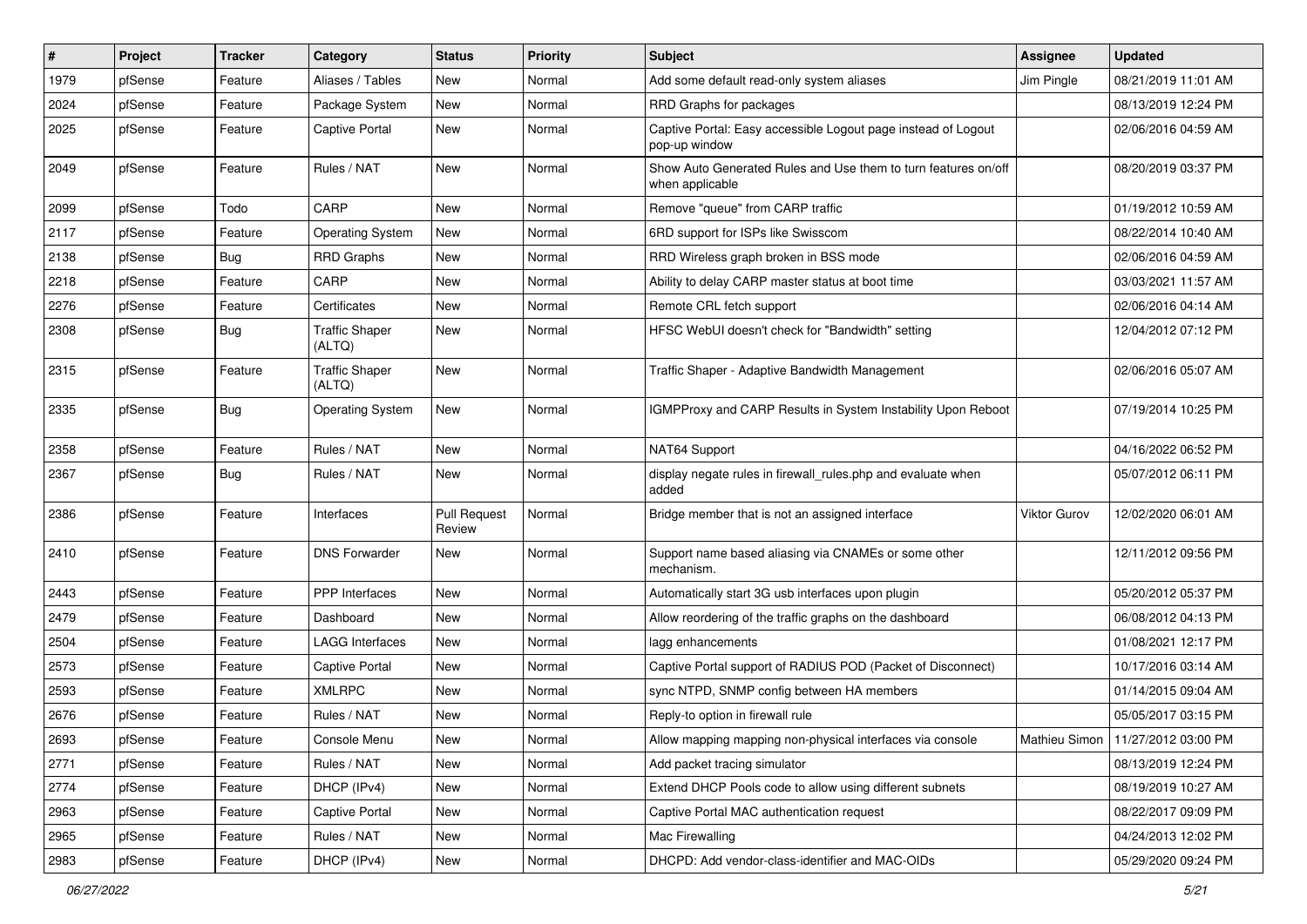| # | Project | Tracker | Category | Status | Priority | Subject | Assignee | Updated |
|---|---|---|---|---|---|---|---|---|
| 1979 | pfSense | Feature | Aliases / Tables | New | Normal | Add some default read-only system aliases | Jim Pingle | 08/21/2019 11:01 AM |
| 2024 | pfSense | Feature | Package System | New | Normal | RRD Graphs for packages | | 08/13/2019 12:24 PM |
| 2025 | pfSense | Feature | Captive Portal | New | Normal | Captive Portal: Easy accessible Logout page instead of Logout pop-up window | | 02/06/2016 04:59 AM |
| 2049 | pfSense | Feature | Rules / NAT | New | Normal | Show Auto Generated Rules and Use them to turn features on/off when applicable | | 08/20/2019 03:37 PM |
| 2099 | pfSense | Todo | CARP | New | Normal | Remove "queue" from CARP traffic | | 01/19/2012 10:59 AM |
| 2117 | pfSense | Feature | Operating System | New | Normal | 6RD support for ISPs like Swisscom | | 08/22/2014 10:40 AM |
| 2138 | pfSense | Bug | RRD Graphs | New | Normal | RRD Wireless graph broken in BSS mode | | 02/06/2016 04:59 AM |
| 2218 | pfSense | Feature | CARP | New | Normal | Ability to delay CARP master status at boot time | | 03/03/2021 11:57 AM |
| 2276 | pfSense | Feature | Certificates | New | Normal | Remote CRL fetch support | | 02/06/2016 04:14 AM |
| 2308 | pfSense | Bug | Traffic Shaper (ALTQ) | New | Normal | HFSC WebUI doesn't check for "Bandwidth" setting | | 12/04/2012 07:12 PM |
| 2315 | pfSense | Feature | Traffic Shaper (ALTQ) | New | Normal | Traffic Shaper - Adaptive Bandwidth Management | | 02/06/2016 05:07 AM |
| 2335 | pfSense | Bug | Operating System | New | Normal | IGMPProxy and CARP Results in System Instability Upon Reboot | | 07/19/2014 10:25 PM |
| 2358 | pfSense | Feature | Rules / NAT | New | Normal | NAT64 Support | | 04/16/2022 06:52 PM |
| 2367 | pfSense | Bug | Rules / NAT | New | Normal | display negate rules in firewall_rules.php and evaluate when added | | 05/07/2012 06:11 PM |
| 2386 | pfSense | Feature | Interfaces | Pull Request Review | Normal | Bridge member that is not an assigned interface | Viktor Gurov | 12/02/2020 06:01 AM |
| 2410 | pfSense | Feature | DNS Forwarder | New | Normal | Support name based aliasing via CNAMEs or some other mechanism. | | 12/11/2012 09:56 PM |
| 2443 | pfSense | Feature | PPP Interfaces | New | Normal | Automatically start 3G usb interfaces upon plugin | | 05/20/2012 05:37 PM |
| 2479 | pfSense | Feature | Dashboard | New | Normal | Allow reordering of the traffic graphs on the dashboard | | 06/08/2012 04:13 PM |
| 2504 | pfSense | Feature | LAGG Interfaces | New | Normal | lagg enhancements | | 01/08/2021 12:17 PM |
| 2573 | pfSense | Feature | Captive Portal | New | Normal | Captive Portal support of RADIUS POD (Packet of Disconnect) | | 10/17/2016 03:14 AM |
| 2593 | pfSense | Feature | XMLRPC | New | Normal | sync NTPD, SNMP config between HA members | | 01/14/2015 09:04 AM |
| 2676 | pfSense | Feature | Rules / NAT | New | Normal | Reply-to option in firewall rule | | 05/05/2017 03:15 PM |
| 2693 | pfSense | Feature | Console Menu | New | Normal | Allow mapping mapping non-physical interfaces via console | Mathieu Simon | 11/27/2012 03:00 PM |
| 2771 | pfSense | Feature | Rules / NAT | New | Normal | Add packet tracing simulator | | 08/13/2019 12:24 PM |
| 2774 | pfSense | Feature | DHCP (IPv4) | New | Normal | Extend DHCP Pools code to allow using different subnets | | 08/19/2019 10:27 AM |
| 2963 | pfSense | Feature | Captive Portal | New | Normal | Captive Portal MAC authentication request | | 08/22/2017 09:09 PM |
| 2965 | pfSense | Feature | Rules / NAT | New | Normal | Mac Firewalling | | 04/24/2013 12:02 PM |
| 2983 | pfSense | Feature | DHCP (IPv4) | New | Normal | DHCPD: Add vendor-class-identifier and MAC-OIDs | | 05/29/2020 09:24 PM |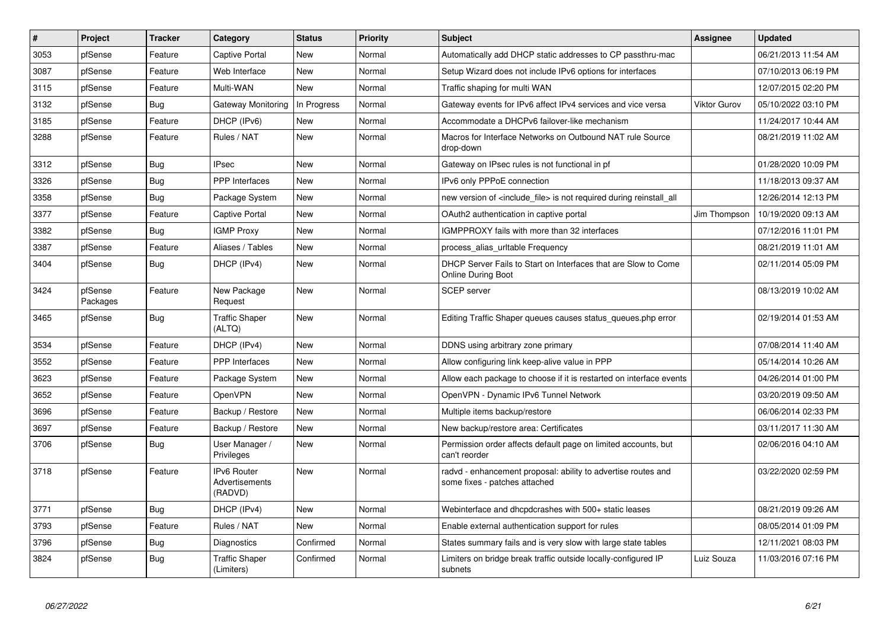| # | Project | Tracker | Category | Status | Priority | Subject | Assignee | Updated |
|---|---|---|---|---|---|---|---|---|
| 3053 | pfSense | Feature | Captive Portal | New | Normal | Automatically add DHCP static addresses to CP passthru-mac | | 06/21/2013 11:54 AM |
| 3087 | pfSense | Feature | Web Interface | New | Normal | Setup Wizard does not include IPv6 options for interfaces | | 07/10/2013 06:19 PM |
| 3115 | pfSense | Feature | Multi-WAN | New | Normal | Traffic shaping for multi WAN | | 12/07/2015 02:20 PM |
| 3132 | pfSense | Bug | Gateway Monitoring | In Progress | Normal | Gateway events for IPv6 affect IPv4 services and vice versa | Viktor Gurov | 05/10/2022 03:10 PM |
| 3185 | pfSense | Feature | DHCP (IPv6) | New | Normal | Accommodate a DHCPv6 failover-like mechanism | | 11/24/2017 10:44 AM |
| 3288 | pfSense | Feature | Rules / NAT | New | Normal | Macros for Interface Networks on Outbound NAT rule Source drop-down | | 08/21/2019 11:02 AM |
| 3312 | pfSense | Bug | IPsec | New | Normal | Gateway on IPsec rules is not functional in pf | | 01/28/2020 10:09 PM |
| 3326 | pfSense | Bug | PPP Interfaces | New | Normal | IPv6 only PPPoE connection | | 11/18/2013 09:37 AM |
| 3358 | pfSense | Bug | Package System | New | Normal | new version of <include_file> is not required during reinstall_all | | 12/26/2014 12:13 PM |
| 3377 | pfSense | Feature | Captive Portal | New | Normal | OAuth2 authentication in captive portal | Jim Thompson | 10/19/2020 09:13 AM |
| 3382 | pfSense | Bug | IGMP Proxy | New | Normal | IGMPPROXY fails with more than 32 interfaces | | 07/12/2016 11:01 PM |
| 3387 | pfSense | Feature | Aliases / Tables | New | Normal | process_alias_urltable Frequency | | 08/21/2019 11:01 AM |
| 3404 | pfSense | Bug | DHCP (IPv4) | New | Normal | DHCP Server Fails to Start on Interfaces that are Slow to Come Online During Boot | | 02/11/2014 05:09 PM |
| 3424 | pfSense Packages | Feature | New Package Request | New | Normal | SCEP server | | 08/13/2019 10:02 AM |
| 3465 | pfSense | Bug | Traffic Shaper (ALTQ) | New | Normal | Editing Traffic Shaper queues causes status_queues.php error | | 02/19/2014 01:53 AM |
| 3534 | pfSense | Feature | DHCP (IPv4) | New | Normal | DDNS using arbitrary zone primary | | 07/08/2014 11:40 AM |
| 3552 | pfSense | Feature | PPP Interfaces | New | Normal | Allow configuring link keep-alive value in PPP | | 05/14/2014 10:26 AM |
| 3623 | pfSense | Feature | Package System | New | Normal | Allow each package to choose if it is restarted on interface events | | 04/26/2014 01:00 PM |
| 3652 | pfSense | Feature | OpenVPN | New | Normal | OpenVPN - Dynamic IPv6 Tunnel Network | | 03/20/2019 09:50 AM |
| 3696 | pfSense | Feature | Backup / Restore | New | Normal | Multiple items backup/restore | | 06/06/2014 02:33 PM |
| 3697 | pfSense | Feature | Backup / Restore | New | Normal | New backup/restore area: Certificates | | 03/11/2017 11:30 AM |
| 3706 | pfSense | Bug | User Manager / Privileges | New | Normal | Permission order affects default page on limited accounts, but can't reorder | | 02/06/2016 04:10 AM |
| 3718 | pfSense | Feature | IPv6 Router Advertisements (RADVD) | New | Normal | radvd - enhancement proposal: ability to advertise routes and some fixes - patches attached | | 03/22/2020 02:59 PM |
| 3771 | pfSense | Bug | DHCP (IPv4) | New | Normal | Webinterface and dhcpdcrashes with 500+ static leases | | 08/21/2019 09:26 AM |
| 3793 | pfSense | Feature | Rules / NAT | New | Normal | Enable external authentication support for rules | | 08/05/2014 01:09 PM |
| 3796 | pfSense | Bug | Diagnostics | Confirmed | Normal | States summary fails and is very slow with large state tables | | 12/11/2021 08:03 PM |
| 3824 | pfSense | Bug | Traffic Shaper (Limiters) | Confirmed | Normal | Limiters on bridge break traffic outside locally-configured IP subnets | Luiz Souza | 11/03/2016 07:16 PM |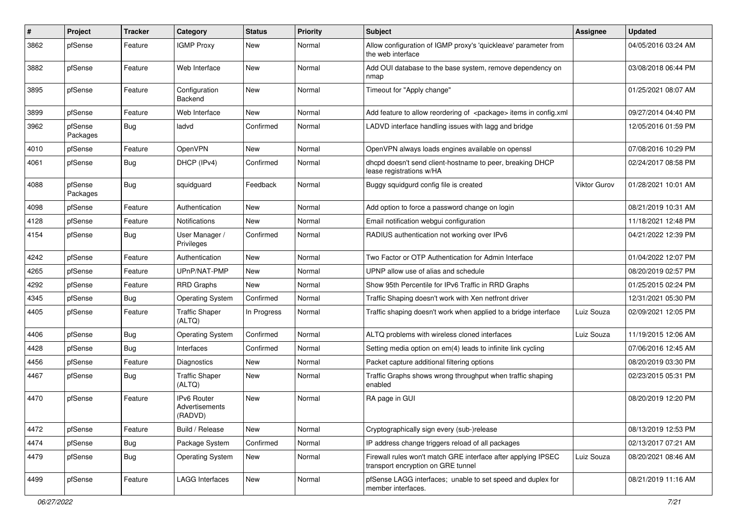| # | Project | Tracker | Category | Status | Priority | Subject | Assignee | Updated |
|---|---|---|---|---|---|---|---|---|
| 3862 | pfSense | Feature | IGMP Proxy | New | Normal | Allow configuration of IGMP proxy's 'quickleave' parameter from the web interface | | 04/05/2016 03:24 AM |
| 3882 | pfSense | Feature | Web Interface | New | Normal | Add OUI database to the base system, remove dependency on nmap | | 03/08/2018 06:44 PM |
| 3895 | pfSense | Feature | Configuration Backend | New | Normal | Timeout for "Apply change" | | 01/25/2021 08:07 AM |
| 3899 | pfSense | Feature | Web Interface | New | Normal | Add feature to allow reordering of <package> items in config.xml | | 09/27/2014 04:40 PM |
| 3962 | pfSense Packages | Bug | ladvd | Confirmed | Normal | LADVD interface handling issues with lagg and bridge | | 12/05/2016 01:59 PM |
| 4010 | pfSense | Feature | OpenVPN | New | Normal | OpenVPN always loads engines available on openssl | | 07/08/2016 10:29 PM |
| 4061 | pfSense | Bug | DHCP (IPv4) | Confirmed | Normal | dhcpd doesn't send client-hostname to peer, breaking DHCP lease registrations w/HA | | 02/24/2017 08:58 PM |
| 4088 | pfSense Packages | Bug | squidguard | Feedback | Normal | Buggy squidgurd config file is created | Viktor Gurov | 01/28/2021 10:01 AM |
| 4098 | pfSense | Feature | Authentication | New | Normal | Add option to force a password change on login | | 08/21/2019 10:31 AM |
| 4128 | pfSense | Feature | Notifications | New | Normal | Email notification webgui configuration | | 11/18/2021 12:48 PM |
| 4154 | pfSense | Bug | User Manager / Privileges | Confirmed | Normal | RADIUS authentication not working over IPv6 | | 04/21/2022 12:39 PM |
| 4242 | pfSense | Feature | Authentication | New | Normal | Two Factor or OTP Authentication for Admin Interface | | 01/04/2022 12:07 PM |
| 4265 | pfSense | Feature | UPnP/NAT-PMP | New | Normal | UPNP allow use of alias and schedule | | 08/20/2019 02:57 PM |
| 4292 | pfSense | Feature | RRD Graphs | New | Normal | Show 95th Percentile for IPv6 Traffic in RRD Graphs | | 01/25/2015 02:24 PM |
| 4345 | pfSense | Bug | Operating System | Confirmed | Normal | Traffic Shaping doesn't work with Xen netfront driver | | 12/31/2021 05:30 PM |
| 4405 | pfSense | Feature | Traffic Shaper (ALTQ) | In Progress | Normal | Traffic shaping doesn't work when applied to a bridge interface | Luiz Souza | 02/09/2021 12:05 PM |
| 4406 | pfSense | Bug | Operating System | Confirmed | Normal | ALTQ problems with wireless cloned interfaces | Luiz Souza | 11/19/2015 12:06 AM |
| 4428 | pfSense | Bug | Interfaces | Confirmed | Normal | Setting media option on em(4) leads to infinite link cycling | | 07/06/2016 12:45 AM |
| 4456 | pfSense | Feature | Diagnostics | New | Normal | Packet capture additional filtering options | | 08/20/2019 03:30 PM |
| 4467 | pfSense | Bug | Traffic Shaper (ALTQ) | New | Normal | Traffic Graphs shows wrong throughput when traffic shaping enabled | | 02/23/2015 05:31 PM |
| 4470 | pfSense | Feature | IPv6 Router Advertisements (RADVD) | New | Normal | RA page in GUI | | 08/20/2019 12:20 PM |
| 4472 | pfSense | Feature | Build / Release | New | Normal | Cryptographically sign every (sub-)release | | 08/13/2019 12:53 PM |
| 4474 | pfSense | Bug | Package System | Confirmed | Normal | IP address change triggers reload of all packages | | 02/13/2017 07:21 AM |
| 4479 | pfSense | Bug | Operating System | New | Normal | Firewall rules won't match GRE interface after applying IPSEC transport encryption on GRE tunnel | Luiz Souza | 08/20/2021 08:46 AM |
| 4499 | pfSense | Feature | LAGG Interfaces | New | Normal | pfSense LAGG interfaces; unable to set speed and duplex for member interfaces. | | 08/21/2019 11:16 AM |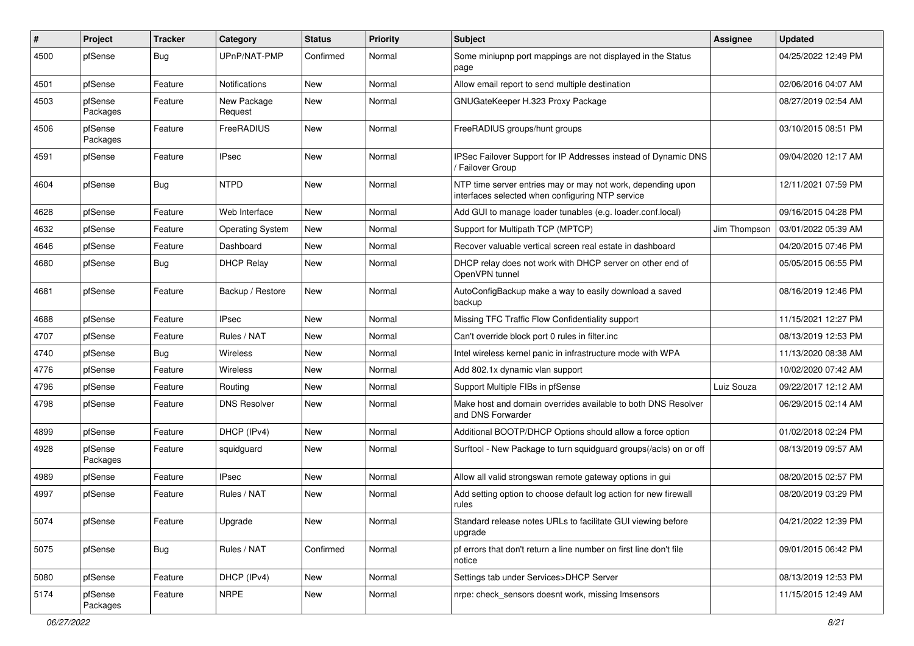| # | Project | Tracker | Category | Status | Priority | Subject | Assignee | Updated |
|---|---|---|---|---|---|---|---|---|
| 4500 | pfSense | Bug | UPnP/NAT-PMP | Confirmed | Normal | Some miniupnp port mappings are not displayed in the Status page | | 04/25/2022 12:49 PM |
| 4501 | pfSense | Feature | Notifications | New | Normal | Allow email report to send multiple destination | | 02/06/2016 04:07 AM |
| 4503 | pfSense Packages | Feature | New Package Request | New | Normal | GNUGateKeeper H.323 Proxy Package | | 08/27/2019 02:54 AM |
| 4506 | pfSense Packages | Feature | FreeRADIUS | New | Normal | FreeRADIUS groups/hunt groups | | 03/10/2015 08:51 PM |
| 4591 | pfSense | Feature | IPsec | New | Normal | IPSec Failover Support for IP Addresses instead of Dynamic DNS / Failover Group | | 09/04/2020 12:17 AM |
| 4604 | pfSense | Bug | NTPD | New | Normal | NTP time server entries may or may not work, depending upon interfaces selected when configuring NTP service | | 12/11/2021 07:59 PM |
| 4628 | pfSense | Feature | Web Interface | New | Normal | Add GUI to manage loader tunables (e.g. loader.conf.local) | | 09/16/2015 04:28 PM |
| 4632 | pfSense | Feature | Operating System | New | Normal | Support for Multipath TCP (MPTCP) | Jim Thompson | 03/01/2022 05:39 AM |
| 4646 | pfSense | Feature | Dashboard | New | Normal | Recover valuable vertical screen real estate in dashboard | | 04/20/2015 07:46 PM |
| 4680 | pfSense | Bug | DHCP Relay | New | Normal | DHCP relay does not work with DHCP server on other end of OpenVPN tunnel | | 05/05/2015 06:55 PM |
| 4681 | pfSense | Feature | Backup / Restore | New | Normal | AutoConfigBackup make a way to easily download a saved backup | | 08/16/2019 12:46 PM |
| 4688 | pfSense | Feature | IPsec | New | Normal | Missing TFC Traffic Flow Confidentiality support | | 11/15/2021 12:27 PM |
| 4707 | pfSense | Feature | Rules / NAT | New | Normal | Can't override block port 0 rules in filter.inc | | 08/13/2019 12:53 PM |
| 4740 | pfSense | Bug | Wireless | New | Normal | Intel wireless kernel panic in infrastructure mode with WPA | | 11/13/2020 08:38 AM |
| 4776 | pfSense | Feature | Wireless | New | Normal | Add 802.1x dynamic vlan support | | 10/02/2020 07:42 AM |
| 4796 | pfSense | Feature | Routing | New | Normal | Support Multiple FIBs in pfSense | Luiz Souza | 09/22/2017 12:12 AM |
| 4798 | pfSense | Feature | DNS Resolver | New | Normal | Make host and domain overrides available to both DNS Resolver and DNS Forwarder | | 06/29/2015 02:14 AM |
| 4899 | pfSense | Feature | DHCP (IPv4) | New | Normal | Additional BOOTP/DHCP Options should allow a force option | | 01/02/2018 02:24 PM |
| 4928 | pfSense Packages | Feature | squidguard | New | Normal | Surftool - New Package to turn squidguard groups(/acls) on or off | | 08/13/2019 09:57 AM |
| 4989 | pfSense | Feature | IPsec | New | Normal | Allow all valid strongswan remote gateway options in gui | | 08/20/2015 02:57 PM |
| 4997 | pfSense | Feature | Rules / NAT | New | Normal | Add setting option to choose default log action for new firewall rules | | 08/20/2019 03:29 PM |
| 5074 | pfSense | Feature | Upgrade | New | Normal | Standard release notes URLs to facilitate GUI viewing before upgrade | | 04/21/2022 12:39 PM |
| 5075 | pfSense | Bug | Rules / NAT | Confirmed | Normal | pf errors that don't return a line number on first line don't file notice | | 09/01/2015 06:42 PM |
| 5080 | pfSense | Feature | DHCP (IPv4) | New | Normal | Settings tab under Services>DHCP Server | | 08/13/2019 12:53 PM |
| 5174 | pfSense Packages | Feature | NRPE | New | Normal | nrpe: check_sensors doesnt work, missing lmsensors | | 11/15/2015 12:49 AM |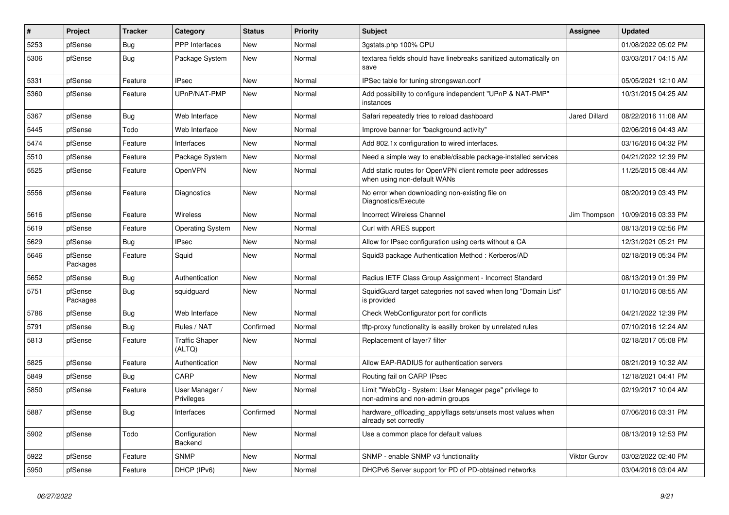| # | Project | Tracker | Category | Status | Priority | Subject | Assignee | Updated |
|---|---|---|---|---|---|---|---|---|
| 5253 | pfSense | Bug | PPP Interfaces | New | Normal | 3gstats.php 100% CPU | | 01/08/2022 05:02 PM |
| 5306 | pfSense | Bug | Package System | New | Normal | textarea fields should have linebreaks sanitized automatically on save | | 03/03/2017 04:15 AM |
| 5331 | pfSense | Feature | IPsec | New | Normal | IPSec table for tuning strongswan.conf | | 05/05/2021 12:10 AM |
| 5360 | pfSense | Feature | UPnP/NAT-PMP | New | Normal | Add possibility to configure independent "UPnP & NAT-PMP" instances | | 10/31/2015 04:25 AM |
| 5367 | pfSense | Bug | Web Interface | New | Normal | Safari repeatedly tries to reload dashboard | Jared Dillard | 08/22/2016 11:08 AM |
| 5445 | pfSense | Todo | Web Interface | New | Normal | Improve banner for "background activity" | | 02/06/2016 04:43 AM |
| 5474 | pfSense | Feature | Interfaces | New | Normal | Add 802.1x configuration to wired interfaces. | | 03/16/2016 04:32 PM |
| 5510 | pfSense | Feature | Package System | New | Normal | Need a simple way to enable/disable package-installed services | | 04/21/2022 12:39 PM |
| 5525 | pfSense | Feature | OpenVPN | New | Normal | Add static routes for OpenVPN client remote peer addresses when using non-default WANs | | 11/25/2015 08:44 AM |
| 5556 | pfSense | Feature | Diagnostics | New | Normal | No error when downloading non-existing file on Diagnostics/Execute | | 08/20/2019 03:43 PM |
| 5616 | pfSense | Feature | Wireless | New | Normal | Incorrect Wireless Channel | Jim Thompson | 10/09/2016 03:33 PM |
| 5619 | pfSense | Feature | Operating System | New | Normal | Curl with ARES support | | 08/13/2019 02:56 PM |
| 5629 | pfSense | Bug | IPsec | New | Normal | Allow for IPsec configuration using certs without a CA | | 12/31/2021 05:21 PM |
| 5646 | pfSense Packages | Feature | Squid | New | Normal | Squid3 package Authentication Method : Kerberos/AD | | 02/18/2019 05:34 PM |
| 5652 | pfSense | Bug | Authentication | New | Normal | Radius IETF Class Group Assignment - Incorrect Standard | | 08/13/2019 01:39 PM |
| 5751 | pfSense Packages | Bug | squidguard | New | Normal | SquidGuard target categories not saved when long "Domain List" is provided | | 01/10/2016 08:55 AM |
| 5786 | pfSense | Bug | Web Interface | New | Normal | Check WebConfigurator port for conflicts | | 04/21/2022 12:39 PM |
| 5791 | pfSense | Bug | Rules / NAT | Confirmed | Normal | tftp-proxy functionality is easilly broken by unrelated rules | | 07/10/2016 12:24 AM |
| 5813 | pfSense | Feature | Traffic Shaper (ALTQ) | New | Normal | Replacement of layer7 filter | | 02/18/2017 05:08 PM |
| 5825 | pfSense | Feature | Authentication | New | Normal | Allow EAP-RADIUS for authentication servers | | 08/21/2019 10:32 AM |
| 5849 | pfSense | Bug | CARP | New | Normal | Routing fail on CARP IPsec | | 12/18/2021 04:41 PM |
| 5850 | pfSense | Feature | User Manager / Privileges | New | Normal | Limit "WebCfg - System: User Manager page" privilege to non-admins and non-admin groups | | 02/19/2017 10:04 AM |
| 5887 | pfSense | Bug | Interfaces | Confirmed | Normal | hardware_offloading_applyflags sets/unsets most values when already set correctly | | 07/06/2016 03:31 PM |
| 5902 | pfSense | Todo | Configuration Backend | New | Normal | Use a common place for default values | | 08/13/2019 12:53 PM |
| 5922 | pfSense | Feature | SNMP | New | Normal | SNMP - enable SNMP v3 functionality | Viktor Gurov | 03/02/2022 02:40 PM |
| 5950 | pfSense | Feature | DHCP (IPv6) | New | Normal | DHCPv6 Server support for PD of PD-obtained networks | | 03/04/2016 03:04 AM |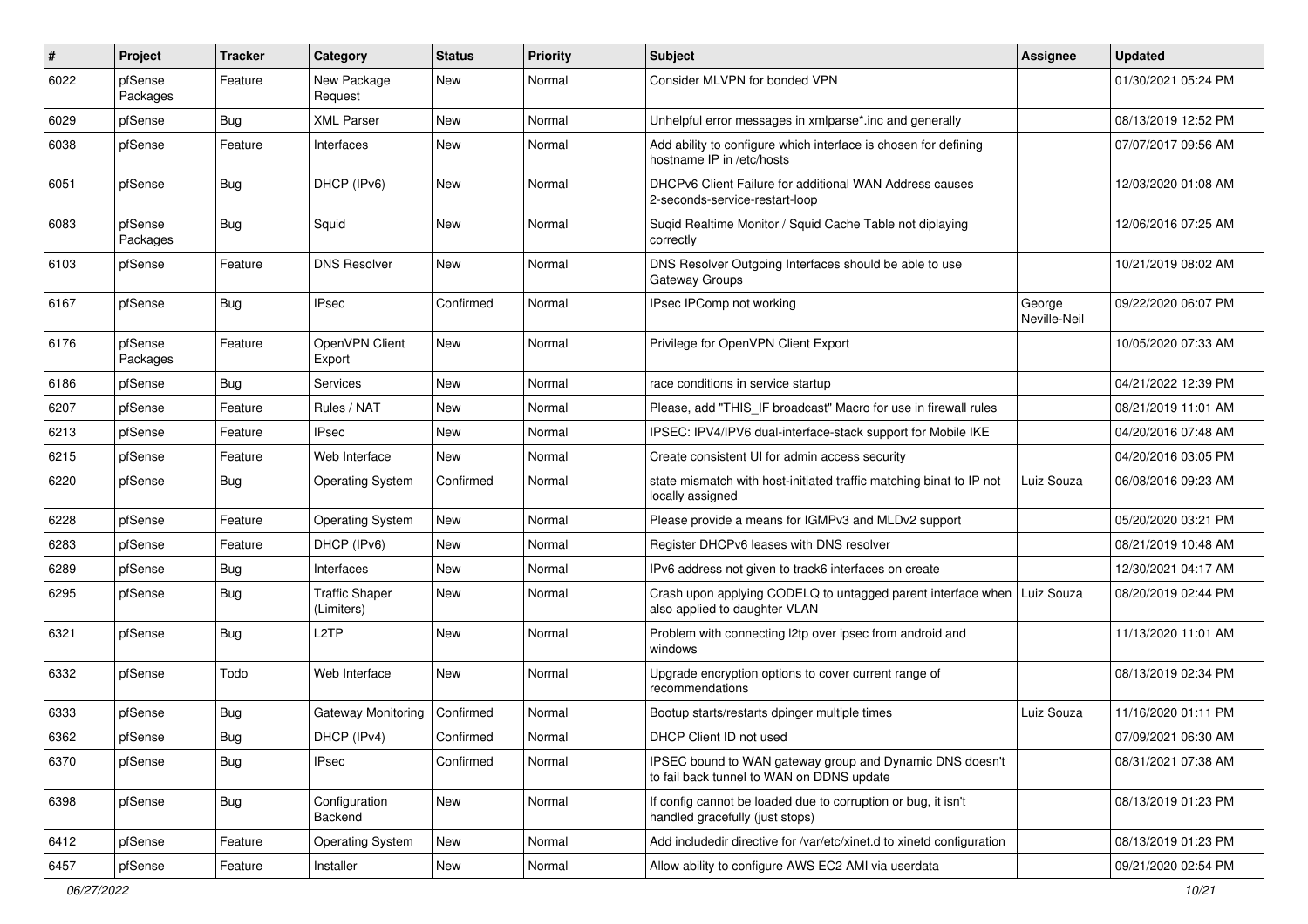| # | Project | Tracker | Category | Status | Priority | Subject | Assignee | Updated |
|---|---|---|---|---|---|---|---|---|
| 6022 | pfSense Packages | Feature | New Package Request | New | Normal | Consider MLVPN for bonded VPN | | 01/30/2021 05:24 PM |
| 6029 | pfSense | Bug | XML Parser | New | Normal | Unhelpful error messages in xmlparse*.inc and generally | | 08/13/2019 12:52 PM |
| 6038 | pfSense | Feature | Interfaces | New | Normal | Add ability to configure which interface is chosen for defining hostname IP in /etc/hosts | | 07/07/2017 09:56 AM |
| 6051 | pfSense | Bug | DHCP (IPv6) | New | Normal | DHCPv6 Client Failure for additional WAN Address causes 2-seconds-service-restart-loop | | 12/03/2020 01:08 AM |
| 6083 | pfSense Packages | Bug | Squid | New | Normal | Suqid Realtime Monitor / Squid Cache Table not diplaying correctly | | 12/06/2016 07:25 AM |
| 6103 | pfSense | Feature | DNS Resolver | New | Normal | DNS Resolver Outgoing Interfaces should be able to use Gateway Groups | | 10/21/2019 08:02 AM |
| 6167 | pfSense | Bug | IPsec | Confirmed | Normal | IPsec IPComp not working | George Neville-Neil | 09/22/2020 06:07 PM |
| 6176 | pfSense Packages | Feature | OpenVPN Client Export | New | Normal | Privilege for OpenVPN Client Export | | 10/05/2020 07:33 AM |
| 6186 | pfSense | Bug | Services | New | Normal | race conditions in service startup | | 04/21/2022 12:39 PM |
| 6207 | pfSense | Feature | Rules / NAT | New | Normal | Please, add "THIS_IF broadcast" Macro for use in firewall rules | | 08/21/2019 11:01 AM |
| 6213 | pfSense | Feature | IPsec | New | Normal | IPSEC: IPV4/IPV6 dual-interface-stack support for Mobile IKE | | 04/20/2016 07:48 AM |
| 6215 | pfSense | Feature | Web Interface | New | Normal | Create consistent UI for admin access security | | 04/20/2016 03:05 PM |
| 6220 | pfSense | Bug | Operating System | Confirmed | Normal | state mismatch with host-initiated traffic matching binat to IP not locally assigned | Luiz Souza | 06/08/2016 09:23 AM |
| 6228 | pfSense | Feature | Operating System | New | Normal | Please provide a means for IGMPv3 and MLDv2 support | | 05/20/2020 03:21 PM |
| 6283 | pfSense | Feature | DHCP (IPv6) | New | Normal | Register DHCPv6 leases with DNS resolver | | 08/21/2019 10:48 AM |
| 6289 | pfSense | Bug | Interfaces | New | Normal | IPv6 address not given to track6 interfaces on create | | 12/30/2021 04:17 AM |
| 6295 | pfSense | Bug | Traffic Shaper (Limiters) | New | Normal | Crash upon applying CODELQ to untagged parent interface when also applied to daughter VLAN | Luiz Souza | 08/20/2019 02:44 PM |
| 6321 | pfSense | Bug | L2TP | New | Normal | Problem with connecting l2tp over ipsec from android and windows | | 11/13/2020 11:01 AM |
| 6332 | pfSense | Todo | Web Interface | New | Normal | Upgrade encryption options to cover current range of recommendations | | 08/13/2019 02:34 PM |
| 6333 | pfSense | Bug | Gateway Monitoring | Confirmed | Normal | Bootup starts/restarts dpinger multiple times | Luiz Souza | 11/16/2020 01:11 PM |
| 6362 | pfSense | Bug | DHCP (IPv4) | Confirmed | Normal | DHCP Client ID not used | | 07/09/2021 06:30 AM |
| 6370 | pfSense | Bug | IPsec | Confirmed | Normal | IPSEC bound to WAN gateway group and Dynamic DNS doesn't to fail back tunnel to WAN on DDNS update | | 08/31/2021 07:38 AM |
| 6398 | pfSense | Bug | Configuration Backend | New | Normal | If config cannot be loaded due to corruption or bug, it isn't handled gracefully (just stops) | | 08/13/2019 01:23 PM |
| 6412 | pfSense | Feature | Operating System | New | Normal | Add includedir directive for /var/etc/xinet.d to xinetd configuration | | 08/13/2019 01:23 PM |
| 6457 | pfSense | Feature | Installer | New | Normal | Allow ability to configure AWS EC2 AMI via userdata | | 09/21/2020 02:54 PM |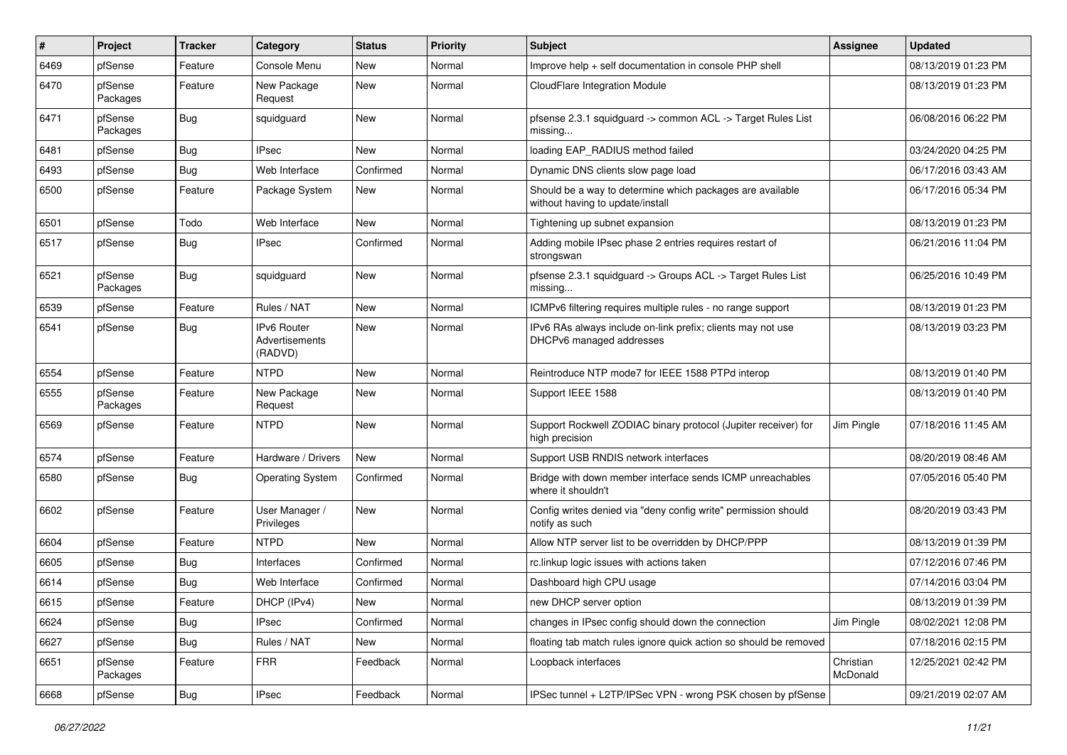| # | Project | Tracker | Category | Status | Priority | Subject | Assignee | Updated |
|---|---|---|---|---|---|---|---|---|
| 6469 | pfSense | Feature | Console Menu | New | Normal | Improve help + self documentation in console PHP shell | | 08/13/2019 01:23 PM |
| 6470 | pfSense Packages | Feature | New Package Request | New | Normal | CloudFlare Integration Module | | 08/13/2019 01:23 PM |
| 6471 | pfSense Packages | Bug | squidguard | New | Normal | pfsense 2.3.1 squidguard -> common ACL -> Target Rules List missing... | | 06/08/2016 06:22 PM |
| 6481 | pfSense | Bug | IPsec | New | Normal | loading EAP_RADIUS method failed | | 03/24/2020 04:25 PM |
| 6493 | pfSense | Bug | Web Interface | Confirmed | Normal | Dynamic DNS clients slow page load | | 06/17/2016 03:43 AM |
| 6500 | pfSense | Feature | Package System | New | Normal | Should be a way to determine which packages are available without having to update/install | | 06/17/2016 05:34 PM |
| 6501 | pfSense | Todo | Web Interface | New | Normal | Tightening up subnet expansion | | 08/13/2019 01:23 PM |
| 6517 | pfSense | Bug | IPsec | Confirmed | Normal | Adding mobile IPsec phase 2 entries requires restart of strongswan | | 06/21/2016 11:04 PM |
| 6521 | pfSense Packages | Bug | squidguard | New | Normal | pfsense 2.3.1 squidguard -> Groups ACL -> Target Rules List missing... | | 06/25/2016 10:49 PM |
| 6539 | pfSense | Feature | Rules / NAT | New | Normal | ICMPv6 filtering requires multiple rules - no range support | | 08/13/2019 01:23 PM |
| 6541 | pfSense | Bug | IPv6 Router Advertisements (RADVD) | New | Normal | IPv6 RAs always include on-link prefix; clients may not use DHCPv6 managed addresses | | 08/13/2019 03:23 PM |
| 6554 | pfSense | Feature | NTPD | New | Normal | Reintroduce NTP mode7 for IEEE 1588 PTPd interop | | 08/13/2019 01:40 PM |
| 6555 | pfSense Packages | Feature | New Package Request | New | Normal | Support IEEE 1588 | | 08/13/2019 01:40 PM |
| 6569 | pfSense | Feature | NTPD | New | Normal | Support Rockwell ZODIAC binary protocol (Jupiter receiver) for high precision | Jim Pingle | 07/18/2016 11:45 AM |
| 6574 | pfSense | Feature | Hardware / Drivers | New | Normal | Support USB RNDIS network interfaces | | 08/20/2019 08:46 AM |
| 6580 | pfSense | Bug | Operating System | Confirmed | Normal | Bridge with down member interface sends ICMP unreachables where it shouldn't | | 07/05/2016 05:40 PM |
| 6602 | pfSense | Feature | User Manager / Privileges | New | Normal | Config writes denied via "deny config write" permission should notify as such | | 08/20/2019 03:43 PM |
| 6604 | pfSense | Feature | NTPD | New | Normal | Allow NTP server list to be overridden by DHCP/PPP | | 08/13/2019 01:39 PM |
| 6605 | pfSense | Bug | Interfaces | Confirmed | Normal | rc.linkup logic issues with actions taken | | 07/12/2016 07:46 PM |
| 6614 | pfSense | Bug | Web Interface | Confirmed | Normal | Dashboard high CPU usage | | 07/14/2016 03:04 PM |
| 6615 | pfSense | Feature | DHCP (IPv4) | New | Normal | new DHCP server option | | 08/13/2019 01:39 PM |
| 6624 | pfSense | Bug | IPsec | Confirmed | Normal | changes in IPsec config should down the connection | Jim Pingle | 08/02/2021 12:08 PM |
| 6627 | pfSense | Bug | Rules / NAT | New | Normal | floating tab match rules ignore quick action so should be removed | | 07/18/2016 02:15 PM |
| 6651 | pfSense Packages | Feature | FRR | Feedback | Normal | Loopback interfaces | Christian McDonald | 12/25/2021 02:42 PM |
| 6668 | pfSense | Bug | IPsec | Feedback | Normal | IPSec tunnel + L2TP/IPSec VPN - wrong PSK chosen by pfSense | | 09/21/2019 02:07 AM |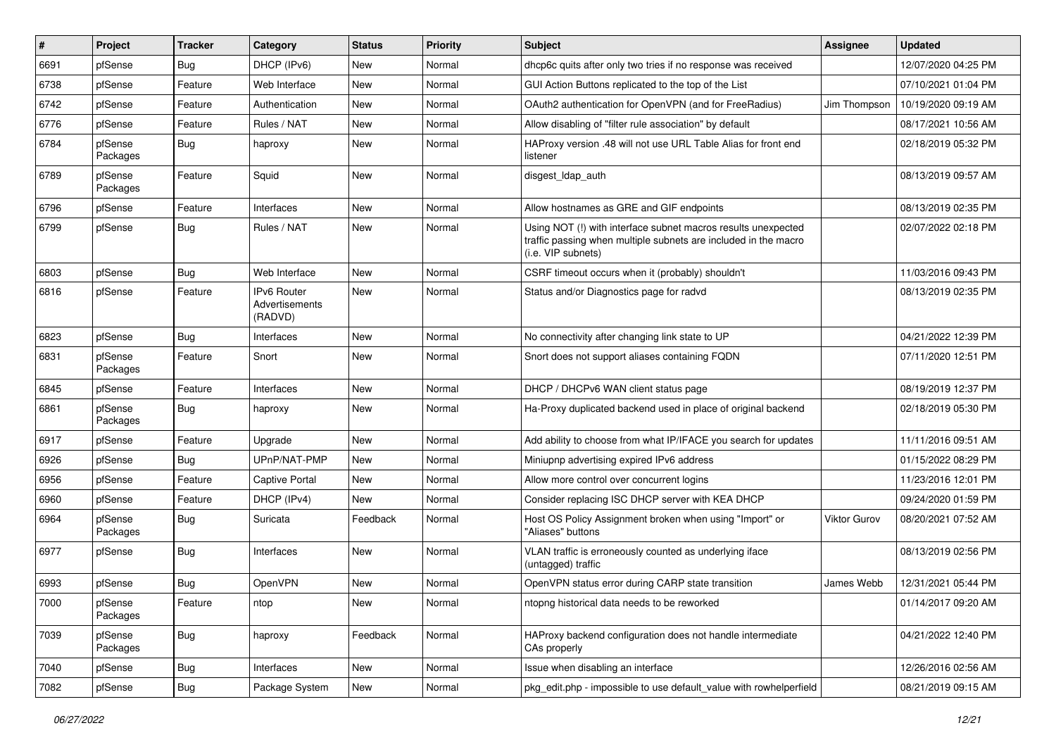| # | Project | Tracker | Category | Status | Priority | Subject | Assignee | Updated |
|---|---|---|---|---|---|---|---|---|
| 6691 | pfSense | Bug | DHCP (IPv6) | New | Normal | dhcp6c quits after only two tries if no response was received | | 12/07/2020 04:25 PM |
| 6738 | pfSense | Feature | Web Interface | New | Normal | GUI Action Buttons replicated to the top of the List | | 07/10/2021 01:04 PM |
| 6742 | pfSense | Feature | Authentication | New | Normal | OAuth2 authentication for OpenVPN (and for FreeRadius) | Jim Thompson | 10/19/2020 09:19 AM |
| 6776 | pfSense | Feature | Rules / NAT | New | Normal | Allow disabling of "filter rule association" by default | | 08/17/2021 10:56 AM |
| 6784 | pfSense Packages | Bug | haproxy | New | Normal | HAProxy version .48 will not use URL Table Alias for front end listener | | 02/18/2019 05:32 PM |
| 6789 | pfSense Packages | Feature | Squid | New | Normal | disgest_ldap_auth | | 08/13/2019 09:57 AM |
| 6796 | pfSense | Feature | Interfaces | New | Normal | Allow hostnames as GRE and GIF endpoints | | 08/13/2019 02:35 PM |
| 6799 | pfSense | Bug | Rules / NAT | New | Normal | Using NOT (!) with interface subnet macros results unexpected traffic passing when multiple subnets are included in the macro (i.e. VIP subnets) | | 02/07/2022 02:18 PM |
| 6803 | pfSense | Bug | Web Interface | New | Normal | CSRF timeout occurs when it (probably) shouldn't | | 11/03/2016 09:43 PM |
| 6816 | pfSense | Feature | IPv6 Router Advertisements (RADVD) | New | Normal | Status and/or Diagnostics page for radvd | | 08/13/2019 02:35 PM |
| 6823 | pfSense | Bug | Interfaces | New | Normal | No connectivity after changing link state to UP | | 04/21/2022 12:39 PM |
| 6831 | pfSense Packages | Feature | Snort | New | Normal | Snort does not support aliases containing FQDN | | 07/11/2020 12:51 PM |
| 6845 | pfSense | Feature | Interfaces | New | Normal | DHCP / DHCPv6 WAN client status page | | 08/19/2019 12:37 PM |
| 6861 | pfSense Packages | Bug | haproxy | New | Normal | Ha-Proxy duplicated backend used in place of original backend | | 02/18/2019 05:30 PM |
| 6917 | pfSense | Feature | Upgrade | New | Normal | Add ability to choose from what IP/IFACE you search for updates | | 11/11/2016 09:51 AM |
| 6926 | pfSense | Bug | UPnP/NAT-PMP | New | Normal | Miniupnp advertising expired IPv6 address | | 01/15/2022 08:29 PM |
| 6956 | pfSense | Feature | Captive Portal | New | Normal | Allow more control over concurrent logins | | 11/23/2016 12:01 PM |
| 6960 | pfSense | Feature | DHCP (IPv4) | New | Normal | Consider replacing ISC DHCP server with KEA DHCP | | 09/24/2020 01:59 PM |
| 6964 | pfSense Packages | Bug | Suricata | Feedback | Normal | Host OS Policy Assignment broken when using "Import" or "Aliases" buttons | Viktor Gurov | 08/20/2021 07:52 AM |
| 6977 | pfSense | Bug | Interfaces | New | Normal | VLAN traffic is erroneously counted as underlying iface (untagged) traffic | | 08/13/2019 02:56 PM |
| 6993 | pfSense | Bug | OpenVPN | New | Normal | OpenVPN status error during CARP state transition | James Webb | 12/31/2021 05:44 PM |
| 7000 | pfSense Packages | Feature | ntop | New | Normal | ntopng historical data needs to be reworked | | 01/14/2017 09:20 AM |
| 7039 | pfSense Packages | Bug | haproxy | Feedback | Normal | HAProxy backend configuration does not handle intermediate CAs properly | | 04/21/2022 12:40 PM |
| 7040 | pfSense | Bug | Interfaces | New | Normal | Issue when disabling an interface | | 12/26/2016 02:56 AM |
| 7082 | pfSense | Bug | Package System | New | Normal | pkg_edit.php - impossible to use default_value with rowhelperfield | | 08/21/2019 09:15 AM |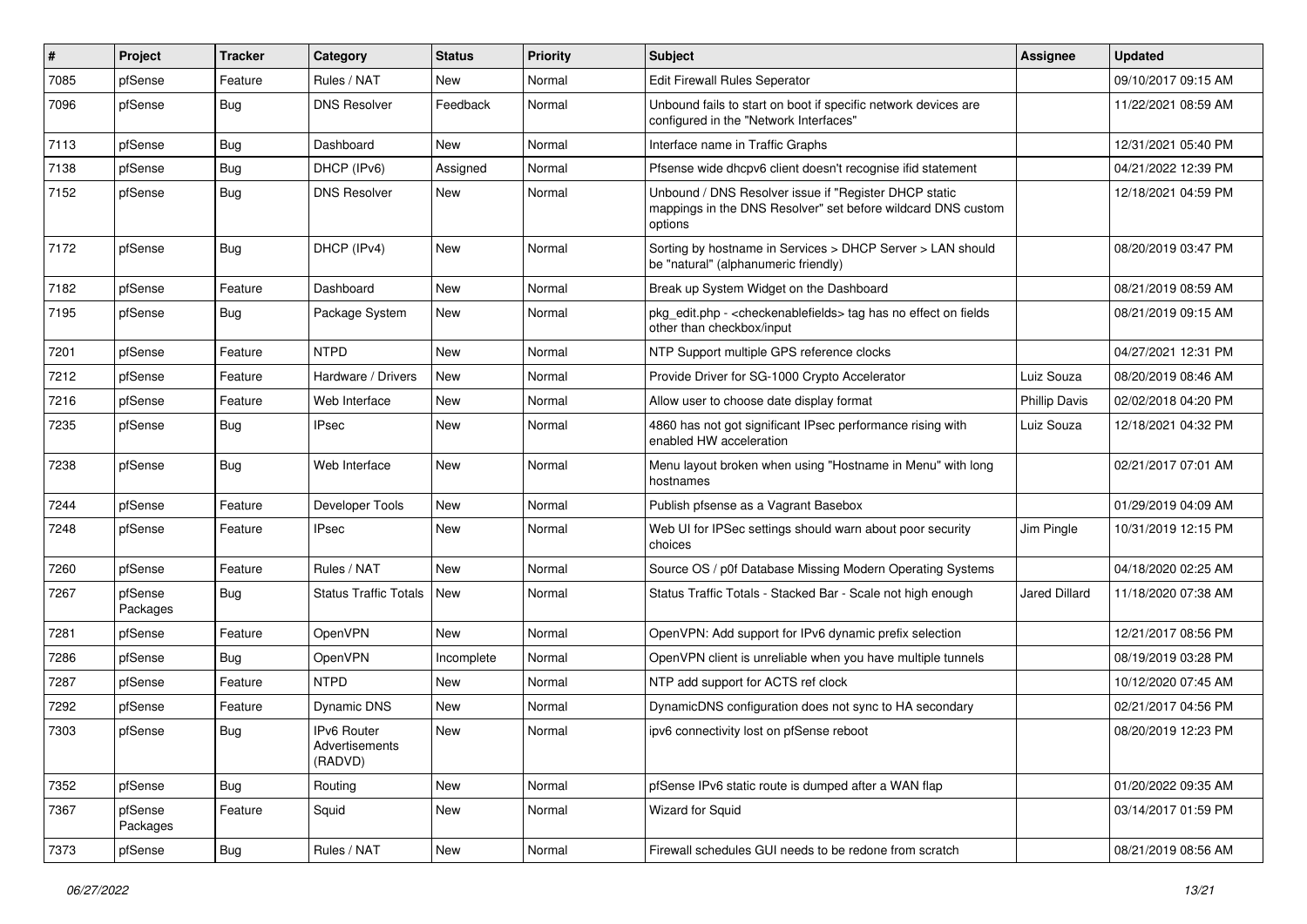| # | Project | Tracker | Category | Status | Priority | Subject | Assignee | Updated |
|---|---|---|---|---|---|---|---|---|
| 7085 | pfSense | Feature | Rules / NAT | New | Normal | Edit Firewall Rules Seperator | | 09/10/2017 09:15 AM |
| 7096 | pfSense | Bug | DNS Resolver | Feedback | Normal | Unbound fails to start on boot if specific network devices are configured in the "Network Interfaces" | | 11/22/2021 08:59 AM |
| 7113 | pfSense | Bug | Dashboard | New | Normal | Interface name in Traffic Graphs | | 12/31/2021 05:40 PM |
| 7138 | pfSense | Bug | DHCP (IPv6) | Assigned | Normal | Pfsense wide dhcpv6 client doesn't recognise ifid statement | | 04/21/2022 12:39 PM |
| 7152 | pfSense | Bug | DNS Resolver | New | Normal | Unbound / DNS Resolver issue if "Register DHCP static mappings in the DNS Resolver" set before wildcard DNS custom options | | 12/18/2021 04:59 PM |
| 7172 | pfSense | Bug | DHCP (IPv4) | New | Normal | Sorting by hostname in Services > DHCP Server > LAN should be "natural" (alphanumeric friendly) | | 08/20/2019 03:47 PM |
| 7182 | pfSense | Feature | Dashboard | New | Normal | Break up System Widget on the Dashboard | | 08/21/2019 08:59 AM |
| 7195 | pfSense | Bug | Package System | New | Normal | pkg_edit.php - <checkenablefields> tag has no effect on fields other than checkbox/input | | 08/21/2019 09:15 AM |
| 7201 | pfSense | Feature | NTPD | New | Normal | NTP Support multiple GPS reference clocks | | 04/27/2021 12:31 PM |
| 7212 | pfSense | Feature | Hardware / Drivers | New | Normal | Provide Driver for SG-1000 Crypto Accelerator | Luiz Souza | 08/20/2019 08:46 AM |
| 7216 | pfSense | Feature | Web Interface | New | Normal | Allow user to choose date display format | Phillip Davis | 02/02/2018 04:20 PM |
| 7235 | pfSense | Bug | IPsec | New | Normal | 4860 has not got significant IPsec performance rising with enabled HW acceleration | Luiz Souza | 12/18/2021 04:32 PM |
| 7238 | pfSense | Bug | Web Interface | New | Normal | Menu layout broken when using "Hostname in Menu" with long hostnames | | 02/21/2017 07:01 AM |
| 7244 | pfSense | Feature | Developer Tools | New | Normal | Publish pfsense as a Vagrant Basebox | | 01/29/2019 04:09 AM |
| 7248 | pfSense | Feature | IPsec | New | Normal | Web UI for IPSec settings should warn about poor security choices | Jim Pingle | 10/31/2019 12:15 PM |
| 7260 | pfSense | Feature | Rules / NAT | New | Normal | Source OS / p0f Database Missing Modern Operating Systems | | 04/18/2020 02:25 AM |
| 7267 | pfSense Packages | Bug | Status Traffic Totals | New | Normal | Status Traffic Totals - Stacked Bar - Scale not high enough | Jared Dillard | 11/18/2020 07:38 AM |
| 7281 | pfSense | Feature | OpenVPN | New | Normal | OpenVPN: Add support for IPv6 dynamic prefix selection | | 12/21/2017 08:56 PM |
| 7286 | pfSense | Bug | OpenVPN | Incomplete | Normal | OpenVPN client is unreliable when you have multiple tunnels | | 08/19/2019 03:28 PM |
| 7287 | pfSense | Feature | NTPD | New | Normal | NTP add support for ACTS ref clock | | 10/12/2020 07:45 AM |
| 7292 | pfSense | Feature | Dynamic DNS | New | Normal | DynamicDNS configuration does not sync to HA secondary | | 02/21/2017 04:56 PM |
| 7303 | pfSense | Bug | IPv6 Router Advertisements (RADVD) | New | Normal | ipv6 connectivity lost on pfSense reboot | | 08/20/2019 12:23 PM |
| 7352 | pfSense | Bug | Routing | New | Normal | pfSense IPv6 static route is dumped after a WAN flap | | 01/20/2022 09:35 AM |
| 7367 | pfSense Packages | Feature | Squid | New | Normal | Wizard for Squid | | 03/14/2017 01:59 PM |
| 7373 | pfSense | Bug | Rules / NAT | New | Normal | Firewall schedules GUI needs to be redone from scratch | | 08/21/2019 08:56 AM |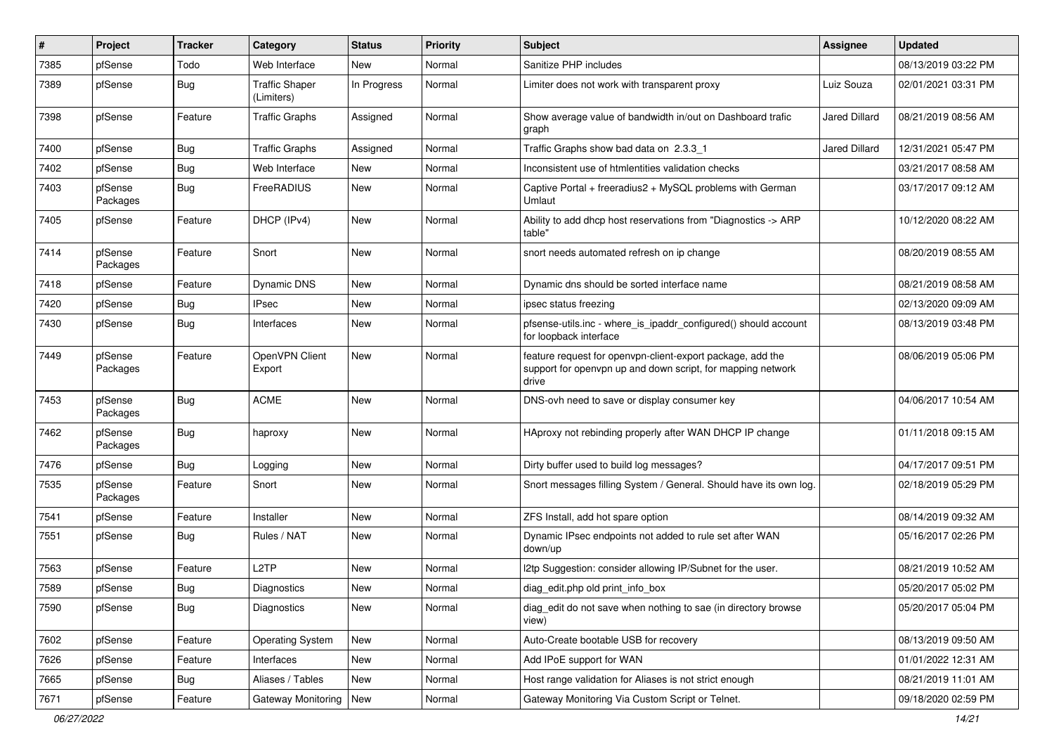| # | Project | Tracker | Category | Status | Priority | Subject | Assignee | Updated |
|---|---|---|---|---|---|---|---|---|
| 7385 | pfSense | Todo | Web Interface | New | Normal | Sanitize PHP includes | | 08/13/2019 03:22 PM |
| 7389 | pfSense | Bug | Traffic Shaper (Limiters) | In Progress | Normal | Limiter does not work with transparent proxy | Luiz Souza | 02/01/2021 03:31 PM |
| 7398 | pfSense | Feature | Traffic Graphs | Assigned | Normal | Show average value of bandwidth in/out on Dashboard trafic graph | Jared Dillard | 08/21/2019 08:56 AM |
| 7400 | pfSense | Bug | Traffic Graphs | Assigned | Normal | Traffic Graphs show bad data on 2.3.3_1 | Jared Dillard | 12/31/2021 05:47 PM |
| 7402 | pfSense | Bug | Web Interface | New | Normal | Inconsistent use of htmlentities validation checks | | 03/21/2017 08:58 AM |
| 7403 | pfSense Packages | Bug | FreeRADIUS | New | Normal | Captive Portal + freeradius2 + MySQL problems with German Umlaut | | 03/17/2017 09:12 AM |
| 7405 | pfSense | Feature | DHCP (IPv4) | New | Normal | Ability to add dhcp host reservations from "Diagnostics -> ARP table" | | 10/12/2020 08:22 AM |
| 7414 | pfSense Packages | Feature | Snort | New | Normal | snort needs automated refresh on ip change | | 08/20/2019 08:55 AM |
| 7418 | pfSense | Feature | Dynamic DNS | New | Normal | Dynamic dns should be sorted interface name | | 08/21/2019 08:58 AM |
| 7420 | pfSense | Bug | IPsec | New | Normal | ipsec status freezing | | 02/13/2020 09:09 AM |
| 7430 | pfSense | Bug | Interfaces | New | Normal | pfsense-utils.inc - where_is_ipaddr_configured() should account for loopback interface | | 08/13/2019 03:48 PM |
| 7449 | pfSense Packages | Feature | OpenVPN Client Export | New | Normal | feature request for openvpn-client-export package, add the support for openvpn up and down script, for mapping network drive | | 08/06/2019 05:06 PM |
| 7453 | pfSense Packages | Bug | ACME | New | Normal | DNS-ovh need to save or display consumer key | | 04/06/2017 10:54 AM |
| 7462 | pfSense Packages | Bug | haproxy | New | Normal | HAproxy not rebinding properly after WAN DHCP IP change | | 01/11/2018 09:15 AM |
| 7476 | pfSense | Bug | Logging | New | Normal | Dirty buffer used to build log messages? | | 04/17/2017 09:51 PM |
| 7535 | pfSense Packages | Feature | Snort | New | Normal | Snort messages filling System / General. Should have its own log. | | 02/18/2019 05:29 PM |
| 7541 | pfSense | Feature | Installer | New | Normal | ZFS Install, add hot spare option | | 08/14/2019 09:32 AM |
| 7551 | pfSense | Bug | Rules / NAT | New | Normal | Dynamic IPsec endpoints not added to rule set after WAN down/up | | 05/16/2017 02:26 PM |
| 7563 | pfSense | Feature | L2TP | New | Normal | l2tp Suggestion: consider allowing IP/Subnet for the user. | | 08/21/2019 10:52 AM |
| 7589 | pfSense | Bug | Diagnostics | New | Normal | diag_edit.php old print_info_box | | 05/20/2017 05:02 PM |
| 7590 | pfSense | Bug | Diagnostics | New | Normal | diag_edit do not save when nothing to sae (in directory browse view) | | 05/20/2017 05:04 PM |
| 7602 | pfSense | Feature | Operating System | New | Normal | Auto-Create bootable USB for recovery | | 08/13/2019 09:50 AM |
| 7626 | pfSense | Feature | Interfaces | New | Normal | Add IPoE support for WAN | | 01/01/2022 12:31 AM |
| 7665 | pfSense | Bug | Aliases / Tables | New | Normal | Host range validation for Aliases is not strict enough | | 08/21/2019 11:01 AM |
| 7671 | pfSense | Feature | Gateway Monitoring | New | Normal | Gateway Monitoring Via Custom Script or Telnet. | | 09/18/2020 02:59 PM |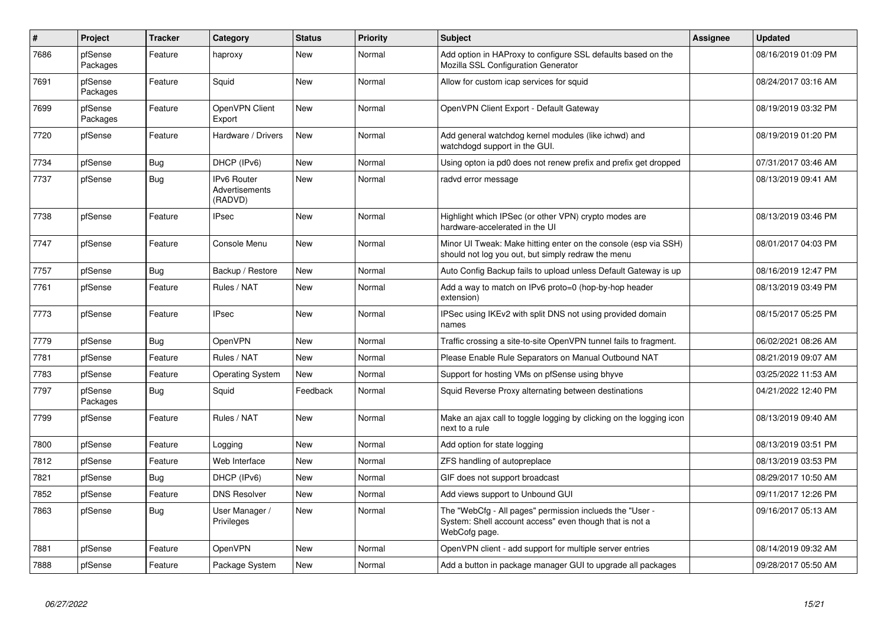| # | Project | Tracker | Category | Status | Priority | Subject | Assignee | Updated |
|---|---|---|---|---|---|---|---|---|
| 7686 | pfSense Packages | Feature | haproxy | New | Normal | Add option in HAProxy to configure SSL defaults based on the Mozilla SSL Configuration Generator | | 08/16/2019 01:09 PM |
| 7691 | pfSense Packages | Feature | Squid | New | Normal | Allow for custom icap services for squid | | 08/24/2017 03:16 AM |
| 7699 | pfSense Packages | Feature | OpenVPN Client Export | New | Normal | OpenVPN Client Export - Default Gateway | | 08/19/2019 03:32 PM |
| 7720 | pfSense | Feature | Hardware / Drivers | New | Normal | Add general watchdog kernel modules (like ichwd) and watchdogd support in the GUI. | | 08/19/2019 01:20 PM |
| 7734 | pfSense | Bug | DHCP (IPv6) | New | Normal | Using opton ia pd0 does not renew prefix and prefix get dropped | | 07/31/2017 03:46 AM |
| 7737 | pfSense | Bug | IPv6 Router Advertisements (RADVD) | New | Normal | radvd error message | | 08/13/2019 09:41 AM |
| 7738 | pfSense | Feature | IPsec | New | Normal | Highlight which IPSec (or other VPN) crypto modes are hardware-accelerated in the UI | | 08/13/2019 03:46 PM |
| 7747 | pfSense | Feature | Console Menu | New | Normal | Minor UI Tweak: Make hitting enter on the console (esp via SSH) should not log you out, but simply redraw the menu | | 08/01/2017 04:03 PM |
| 7757 | pfSense | Bug | Backup / Restore | New | Normal | Auto Config Backup fails to upload unless Default Gateway is up | | 08/16/2019 12:47 PM |
| 7761 | pfSense | Feature | Rules / NAT | New | Normal | Add a way to match on IPv6 proto=0 (hop-by-hop header extension) | | 08/13/2019 03:49 PM |
| 7773 | pfSense | Feature | IPsec | New | Normal | IPSec using IKEv2 with split DNS not using provided domain names | | 08/15/2017 05:25 PM |
| 7779 | pfSense | Bug | OpenVPN | New | Normal | Traffic crossing a site-to-site OpenVPN tunnel fails to fragment. | | 06/02/2021 08:26 AM |
| 7781 | pfSense | Feature | Rules / NAT | New | Normal | Please Enable Rule Separators on Manual Outbound NAT | | 08/21/2019 09:07 AM |
| 7783 | pfSense | Feature | Operating System | New | Normal | Support for hosting VMs on pfSense using bhyve | | 03/25/2022 11:53 AM |
| 7797 | pfSense Packages | Bug | Squid | Feedback | Normal | Squid Reverse Proxy alternating between destinations | | 04/21/2022 12:40 PM |
| 7799 | pfSense | Feature | Rules / NAT | New | Normal | Make an ajax call to toggle logging by clicking on the logging icon next to a rule | | 08/13/2019 09:40 AM |
| 7800 | pfSense | Feature | Logging | New | Normal | Add option for state logging | | 08/13/2019 03:51 PM |
| 7812 | pfSense | Feature | Web Interface | New | Normal | ZFS handling of autopreplace | | 08/13/2019 03:53 PM |
| 7821 | pfSense | Bug | DHCP (IPv6) | New | Normal | GIF does not support broadcast | | 08/29/2017 10:50 AM |
| 7852 | pfSense | Feature | DNS Resolver | New | Normal | Add views support to Unbound GUI | | 09/11/2017 12:26 PM |
| 7863 | pfSense | Bug | User Manager / Privileges | New | Normal | The "WebCfg - All pages" permission inclueds the "User - System: Shell account access" even though that is not a WebCofg page. | | 09/16/2017 05:13 AM |
| 7881 | pfSense | Feature | OpenVPN | New | Normal | OpenVPN client - add support for multiple server entries | | 08/14/2019 09:32 AM |
| 7888 | pfSense | Feature | Package System | New | Normal | Add a button in package manager GUI to upgrade all packages | | 09/28/2017 05:50 AM |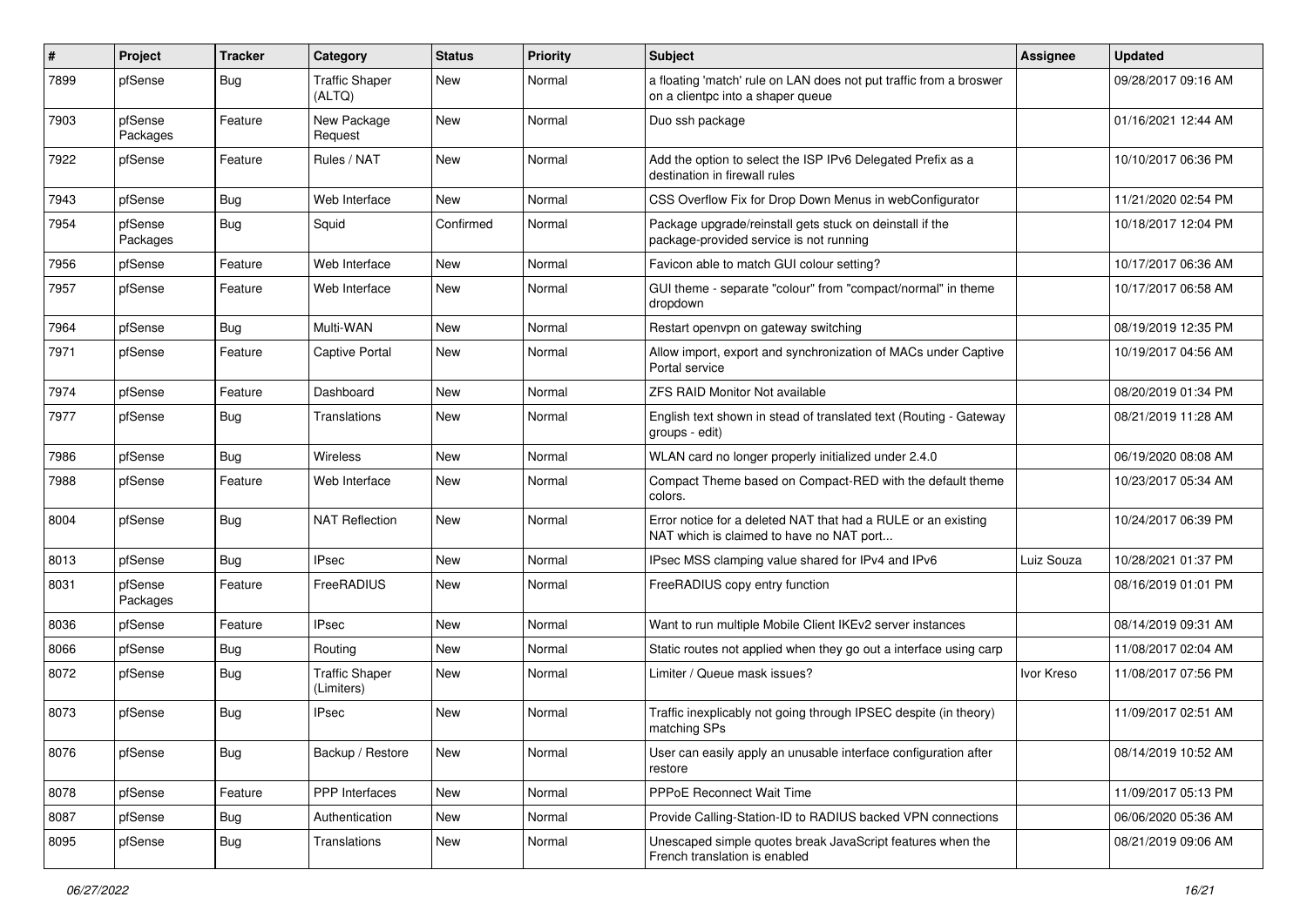| # | Project | Tracker | Category | Status | Priority | Subject | Assignee | Updated |
|---|---|---|---|---|---|---|---|---|
| 7899 | pfSense | Bug | Traffic Shaper (ALTQ) | New | Normal | a floating 'match' rule on LAN does not put traffic from a broswer on a clientpc into a shaper queue | | 09/28/2017 09:16 AM |
| 7903 | pfSense Packages | Feature | New Package Request | New | Normal | Duo ssh package | | 01/16/2021 12:44 AM |
| 7922 | pfSense | Feature | Rules / NAT | New | Normal | Add the option to select the ISP IPv6 Delegated Prefix as a destination in firewall rules | | 10/10/2017 06:36 PM |
| 7943 | pfSense | Bug | Web Interface | New | Normal | CSS Overflow Fix for Drop Down Menus in webConfigurator | | 11/21/2020 02:54 PM |
| 7954 | pfSense Packages | Bug | Squid | Confirmed | Normal | Package upgrade/reinstall gets stuck on deinstall if the package-provided service is not running | | 10/18/2017 12:04 PM |
| 7956 | pfSense | Feature | Web Interface | New | Normal | Favicon able to match GUI colour setting? | | 10/17/2017 06:36 AM |
| 7957 | pfSense | Feature | Web Interface | New | Normal | GUI theme - separate "colour" from "compact/normal" in theme dropdown | | 10/17/2017 06:58 AM |
| 7964 | pfSense | Bug | Multi-WAN | New | Normal | Restart openvpn on gateway switching | | 08/19/2019 12:35 PM |
| 7971 | pfSense | Feature | Captive Portal | New | Normal | Allow import, export and synchronization of MACs under Captive Portal service | | 10/19/2017 04:56 AM |
| 7974 | pfSense | Feature | Dashboard | New | Normal | ZFS RAID Monitor Not available | | 08/20/2019 01:34 PM |
| 7977 | pfSense | Bug | Translations | New | Normal | English text shown in stead of translated text (Routing - Gateway groups - edit) | | 08/21/2019 11:28 AM |
| 7986 | pfSense | Bug | Wireless | New | Normal | WLAN card no longer properly initialized under 2.4.0 | | 06/19/2020 08:08 AM |
| 7988 | pfSense | Feature | Web Interface | New | Normal | Compact Theme based on Compact-RED with the default theme colors. | | 10/23/2017 05:34 AM |
| 8004 | pfSense | Bug | NAT Reflection | New | Normal | Error notice for a deleted NAT that had a RULE or an existing NAT which is claimed to have no NAT port... | | 10/24/2017 06:39 PM |
| 8013 | pfSense | Bug | IPsec | New | Normal | IPsec MSS clamping value shared for IPv4 and IPv6 | Luiz Souza | 10/28/2021 01:37 PM |
| 8031 | pfSense Packages | Feature | FreeRADIUS | New | Normal | FreeRADIUS copy entry function | | 08/16/2019 01:01 PM |
| 8036 | pfSense | Feature | IPsec | New | Normal | Want to run multiple Mobile Client IKEv2 server instances | | 08/14/2019 09:31 AM |
| 8066 | pfSense | Bug | Routing | New | Normal | Static routes not applied when they go out a interface using carp | | 11/08/2017 02:04 AM |
| 8072 | pfSense | Bug | Traffic Shaper (Limiters) | New | Normal | Limiter / Queue mask issues? | Ivor Kreso | 11/08/2017 07:56 PM |
| 8073 | pfSense | Bug | IPsec | New | Normal | Traffic inexplicably not going through IPSEC despite (in theory) matching SPs | | 11/09/2017 02:51 AM |
| 8076 | pfSense | Bug | Backup / Restore | New | Normal | User can easily apply an unusable interface configuration after restore | | 08/14/2019 10:52 AM |
| 8078 | pfSense | Feature | PPP Interfaces | New | Normal | PPPoE Reconnect Wait Time | | 11/09/2017 05:13 PM |
| 8087 | pfSense | Bug | Authentication | New | Normal | Provide Calling-Station-ID to RADIUS backed VPN connections | | 06/06/2020 05:36 AM |
| 8095 | pfSense | Bug | Translations | New | Normal | Unescaped simple quotes break JavaScript features when the French translation is enabled | | 08/21/2019 09:06 AM |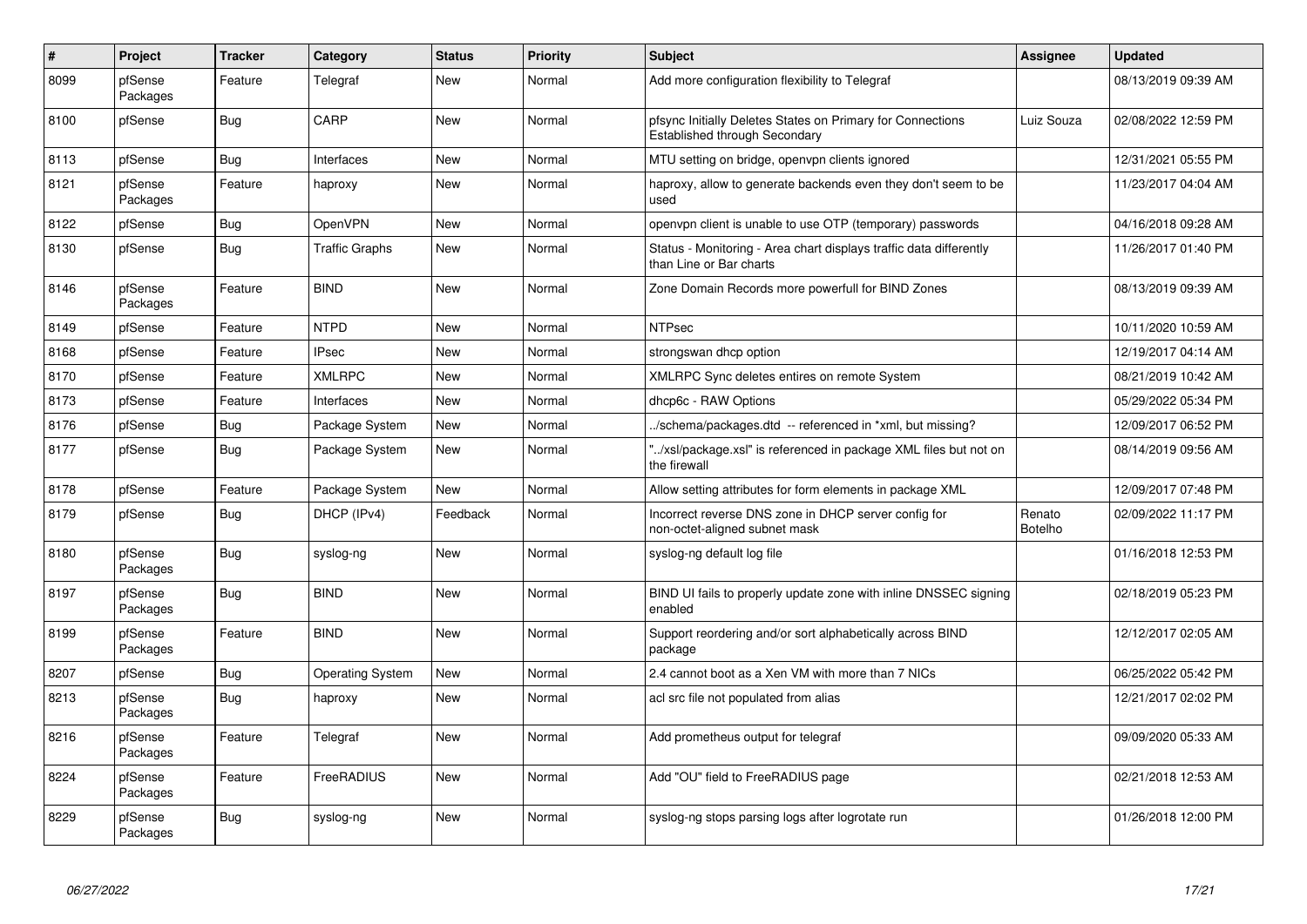| # | Project | Tracker | Category | Status | Priority | Subject | Assignee | Updated |
|---|---|---|---|---|---|---|---|---|
| 8099 | pfSense Packages | Feature | Telegraf | New | Normal | Add more configuration flexibility to Telegraf | | 08/13/2019 09:39 AM |
| 8100 | pfSense | Bug | CARP | New | Normal | pfsync Initially Deletes States on Primary for Connections Established through Secondary | Luiz Souza | 02/08/2022 12:59 PM |
| 8113 | pfSense | Bug | Interfaces | New | Normal | MTU setting on bridge, openvpn clients ignored | | 12/31/2021 05:55 PM |
| 8121 | pfSense Packages | Feature | haproxy | New | Normal | haproxy, allow to generate backends even they don't seem to be used | | 11/23/2017 04:04 AM |
| 8122 | pfSense | Bug | OpenVPN | New | Normal | openvpn client is unable to use OTP (temporary) passwords | | 04/16/2018 09:28 AM |
| 8130 | pfSense | Bug | Traffic Graphs | New | Normal | Status - Monitoring - Area chart displays traffic data differently than Line or Bar charts | | 11/26/2017 01:40 PM |
| 8146 | pfSense Packages | Feature | BIND | New | Normal | Zone Domain Records more powerfull for BIND Zones | | 08/13/2019 09:39 AM |
| 8149 | pfSense | Feature | NTPD | New | Normal | NTPsec | | 10/11/2020 10:59 AM |
| 8168 | pfSense | Feature | IPsec | New | Normal | strongswan dhcp option | | 12/19/2017 04:14 AM |
| 8170 | pfSense | Feature | XMLRPC | New | Normal | XMLRPC Sync deletes entires on remote System | | 08/21/2019 10:42 AM |
| 8173 | pfSense | Feature | Interfaces | New | Normal | dhcp6c - RAW Options | | 05/29/2022 05:34 PM |
| 8176 | pfSense | Bug | Package System | New | Normal | ../schema/packages.dtd -- referenced in *xml, but missing? | | 12/09/2017 06:52 PM |
| 8177 | pfSense | Bug | Package System | New | Normal | "../xsl/package.xsl" is referenced in package XML files but not on the firewall | | 08/14/2019 09:56 AM |
| 8178 | pfSense | Feature | Package System | New | Normal | Allow setting attributes for form elements in package XML | | 12/09/2017 07:48 PM |
| 8179 | pfSense | Bug | DHCP (IPv4) | Feedback | Normal | Incorrect reverse DNS zone in DHCP server config for non-octet-aligned subnet mask | Renato Botelho | 02/09/2022 11:17 PM |
| 8180 | pfSense Packages | Bug | syslog-ng | New | Normal | syslog-ng default log file | | 01/16/2018 12:53 PM |
| 8197 | pfSense Packages | Bug | BIND | New | Normal | BIND UI fails to properly update zone with inline DNSSEC signing enabled | | 02/18/2019 05:23 PM |
| 8199 | pfSense Packages | Feature | BIND | New | Normal | Support reordering and/or sort alphabetically across BIND package | | 12/12/2017 02:05 AM |
| 8207 | pfSense | Bug | Operating System | New | Normal | 2.4 cannot boot as a Xen VM with more than 7 NICs | | 06/25/2022 05:42 PM |
| 8213 | pfSense Packages | Bug | haproxy | New | Normal | acl src file not populated from alias | | 12/21/2017 02:02 PM |
| 8216 | pfSense Packages | Feature | Telegraf | New | Normal | Add prometheus output for telegraf | | 09/09/2020 05:33 AM |
| 8224 | pfSense Packages | Feature | FreeRADIUS | New | Normal | Add "OU" field to FreeRADIUS page | | 02/21/2018 12:53 AM |
| 8229 | pfSense Packages | Bug | syslog-ng | New | Normal | syslog-ng stops parsing logs after logrotate run | | 01/26/2018 12:00 PM |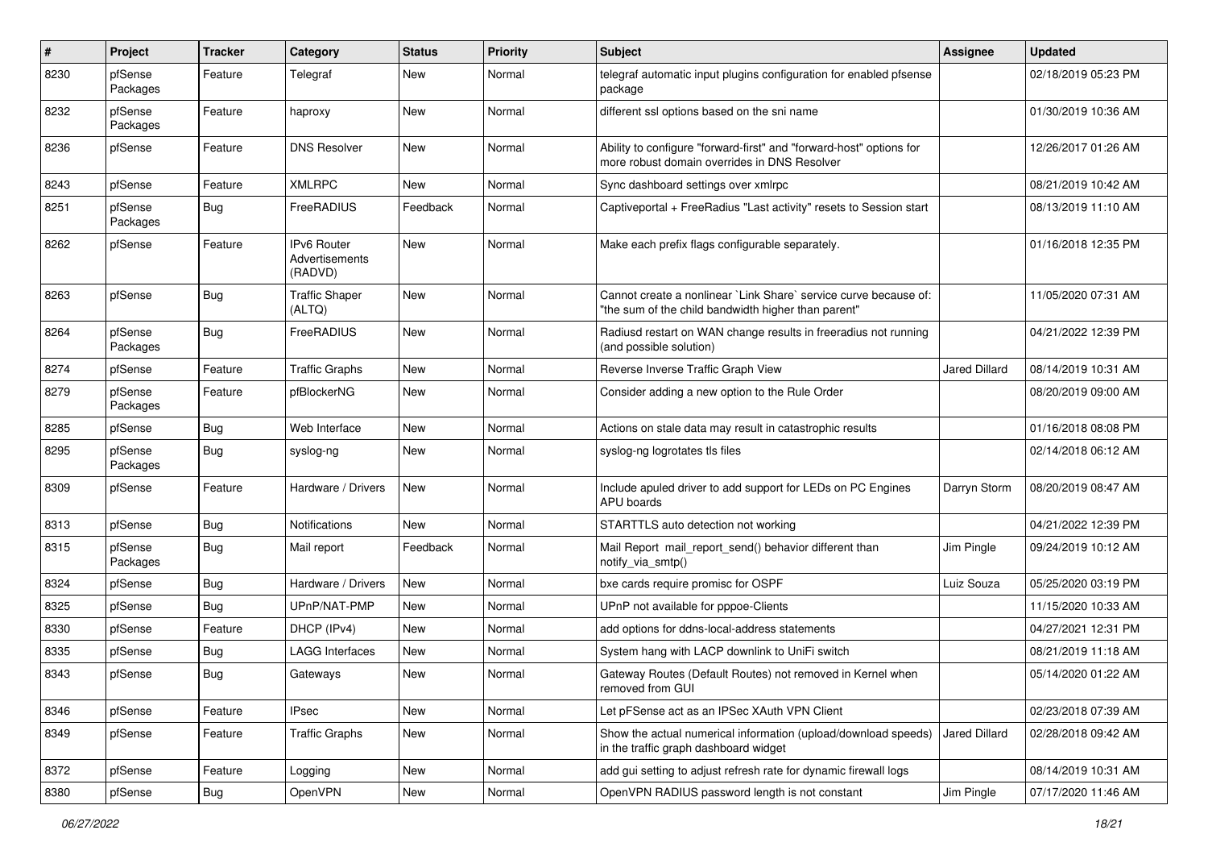| # | Project | Tracker | Category | Status | Priority | Subject | Assignee | Updated |
|---|---|---|---|---|---|---|---|---|
| 8230 | pfSense Packages | Feature | Telegraf | New | Normal | telegraf automatic input plugins configuration for enabled pfsense package | | 02/18/2019 05:23 PM |
| 8232 | pfSense Packages | Feature | haproxy | New | Normal | different ssl options based on the sni name | | 01/30/2019 10:36 AM |
| 8236 | pfSense | Feature | DNS Resolver | New | Normal | Ability to configure "forward-first" and "forward-host" options for more robust domain overrides in DNS Resolver | | 12/26/2017 01:26 AM |
| 8243 | pfSense | Feature | XMLRPC | New | Normal | Sync dashboard settings over xmlrpc | | 08/21/2019 10:42 AM |
| 8251 | pfSense Packages | Bug | FreeRADIUS | Feedback | Normal | Captiveportal + FreeRadius "Last activity" resets to Session start | | 08/13/2019 11:10 AM |
| 8262 | pfSense | Feature | IPv6 Router Advertisements (RADVD) | New | Normal | Make each prefix flags configurable separately. | | 01/16/2018 12:35 PM |
| 8263 | pfSense | Bug | Traffic Shaper (ALTQ) | New | Normal | Cannot create a nonlinear `Link Share` service curve because of: "the sum of the child bandwidth higher than parent" | | 11/05/2020 07:31 AM |
| 8264 | pfSense Packages | Bug | FreeRADIUS | New | Normal | Radiusd restart on WAN change results in freeradius not running (and possible solution) | | 04/21/2022 12:39 PM |
| 8274 | pfSense | Feature | Traffic Graphs | New | Normal | Reverse Inverse Traffic Graph View | Jared Dillard | 08/14/2019 10:31 AM |
| 8279 | pfSense Packages | Feature | pfBlockerNG | New | Normal | Consider adding a new option to the Rule Order | | 08/20/2019 09:00 AM |
| 8285 | pfSense | Bug | Web Interface | New | Normal | Actions on stale data may result in catastrophic results | | 01/16/2018 08:08 PM |
| 8295 | pfSense Packages | Bug | syslog-ng | New | Normal | syslog-ng logrotates tls files | | 02/14/2018 06:12 AM |
| 8309 | pfSense | Feature | Hardware / Drivers | New | Normal | Include apuled driver to add support for LEDs on PC Engines APU boards | Darryn Storm | 08/20/2019 08:47 AM |
| 8313 | pfSense | Bug | Notifications | New | Normal | STARTTLS auto detection not working | | 04/21/2022 12:39 PM |
| 8315 | pfSense Packages | Bug | Mail report | Feedback | Normal | Mail Report mail_report_send() behavior different than notify_via_smtp() | Jim Pingle | 09/24/2019 10:12 AM |
| 8324 | pfSense | Bug | Hardware / Drivers | New | Normal | bxe cards require promisc for OSPF | Luiz Souza | 05/25/2020 03:19 PM |
| 8325 | pfSense | Bug | UPnP/NAT-PMP | New | Normal | UPnP not available for pppoe-Clients | | 11/15/2020 10:33 AM |
| 8330 | pfSense | Feature | DHCP (IPv4) | New | Normal | add options for ddns-local-address statements | | 04/27/2021 12:31 PM |
| 8335 | pfSense | Bug | LAGG Interfaces | New | Normal | System hang with LACP downlink to UniFi switch | | 08/21/2019 11:18 AM |
| 8343 | pfSense | Bug | Gateways | New | Normal | Gateway Routes (Default Routes) not removed in Kernel when removed from GUI | | 05/14/2020 01:22 AM |
| 8346 | pfSense | Feature | IPsec | New | Normal | Let pFSense act as an IPSec XAuth VPN Client | | 02/23/2018 07:39 AM |
| 8349 | pfSense | Feature | Traffic Graphs | New | Normal | Show the actual numerical information (upload/download speeds) in the traffic graph dashboard widget | Jared Dillard | 02/28/2018 09:42 AM |
| 8372 | pfSense | Feature | Logging | New | Normal | add gui setting to adjust refresh rate for dynamic firewall logs | | 08/14/2019 10:31 AM |
| 8380 | pfSense | Bug | OpenVPN | New | Normal | OpenVPN RADIUS password length is not constant | Jim Pingle | 07/17/2020 11:46 AM |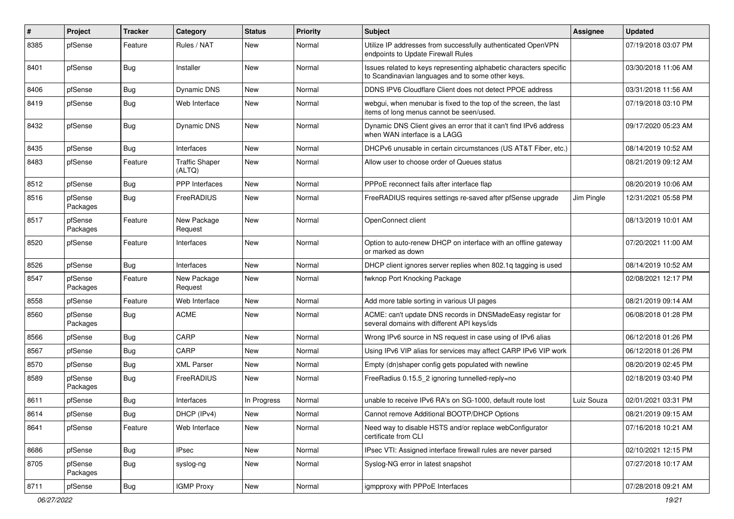| # | Project | Tracker | Category | Status | Priority | Subject | Assignee | Updated |
|---|---|---|---|---|---|---|---|---|
| 8385 | pfSense | Feature | Rules / NAT | New | Normal | Utilize IP addresses from successfully authenticated OpenVPN endpoints to Update Firewall Rules | | 07/19/2018 03:07 PM |
| 8401 | pfSense | Bug | Installer | New | Normal | Issues related to keys representing alphabetic characters specific to Scandinavian languages and to some other keys. | | 03/30/2018 11:06 AM |
| 8406 | pfSense | Bug | Dynamic DNS | New | Normal | DDNS IPV6 Cloudflare Client does not detect PPOE address | | 03/31/2018 11:56 AM |
| 8419 | pfSense | Bug | Web Interface | New | Normal | webgui, when menubar is fixed to the top of the screen, the last items of long menus cannot be seen/used. | | 07/19/2018 03:10 PM |
| 8432 | pfSense | Bug | Dynamic DNS | New | Normal | Dynamic DNS Client gives an error that it can't find IPv6 address when WAN interface is a LAGG | | 09/17/2020 05:23 AM |
| 8435 | pfSense | Bug | Interfaces | New | Normal | DHCPv6 unusable in certain circumstances (US AT&T Fiber, etc.) | | 08/14/2019 10:52 AM |
| 8483 | pfSense | Feature | Traffic Shaper (ALTQ) | New | Normal | Allow user to choose order of Queues status | | 08/21/2019 09:12 AM |
| 8512 | pfSense | Bug | PPP Interfaces | New | Normal | PPPoE reconnect fails after interface flap | | 08/20/2019 10:06 AM |
| 8516 | pfSense Packages | Bug | FreeRADIUS | New | Normal | FreeRADIUS requires settings re-saved after pfSense upgrade | Jim Pingle | 12/31/2021 05:58 PM |
| 8517 | pfSense Packages | Feature | New Package Request | New | Normal | OpenConnect client | | 08/13/2019 10:01 AM |
| 8520 | pfSense | Feature | Interfaces | New | Normal | Option to auto-renew DHCP on interface with an offline gateway or marked as down | | 07/20/2021 11:00 AM |
| 8526 | pfSense | Bug | Interfaces | New | Normal | DHCP client ignores server replies when 802.1q tagging is used | | 08/14/2019 10:52 AM |
| 8547 | pfSense Packages | Feature | New Package Request | New | Normal | fwknop Port Knocking Package | | 02/08/2021 12:17 PM |
| 8558 | pfSense | Feature | Web Interface | New | Normal | Add more table sorting in various UI pages | | 08/21/2019 09:14 AM |
| 8560 | pfSense Packages | Bug | ACME | New | Normal | ACME: can't update DNS records in DNSMadeEasy registar for several domains with different API keys/ids | | 06/08/2018 01:28 PM |
| 8566 | pfSense | Bug | CARP | New | Normal | Wrong IPv6 source in NS request in case using of IPv6 alias | | 06/12/2018 01:26 PM |
| 8567 | pfSense | Bug | CARP | New | Normal | Using IPv6 VIP alias for services may affect CARP IPv6 VIP work | | 06/12/2018 01:26 PM |
| 8570 | pfSense | Bug | XML Parser | New | Normal | Empty (dn)shaper config gets populated with newline | | 08/20/2019 02:45 PM |
| 8589 | pfSense Packages | Bug | FreeRADIUS | New | Normal | FreeRadius 0.15.5_2 ignoring tunnelled-reply=no | | 02/18/2019 03:40 PM |
| 8611 | pfSense | Bug | Interfaces | In Progress | Normal | unable to receive IPv6 RA's on SG-1000, default route lost | Luiz Souza | 02/01/2021 03:31 PM |
| 8614 | pfSense | Bug | DHCP (IPv4) | New | Normal | Cannot remove Additional BOOTP/DHCP Options | | 08/21/2019 09:15 AM |
| 8641 | pfSense | Feature | Web Interface | New | Normal | Need way to disable HSTS and/or replace webConfigurator certificate from CLI | | 07/16/2018 10:21 AM |
| 8686 | pfSense | Bug | IPsec | New | Normal | IPsec VTI: Assigned interface firewall rules are never parsed | | 02/10/2021 12:15 PM |
| 8705 | pfSense Packages | Bug | syslog-ng | New | Normal | Syslog-NG error in latest snapshot | | 07/27/2018 10:17 AM |
| 8711 | pfSense | Bug | IGMP Proxy | New | Normal | igmpproxy with PPPoE Interfaces | | 07/28/2018 09:21 AM |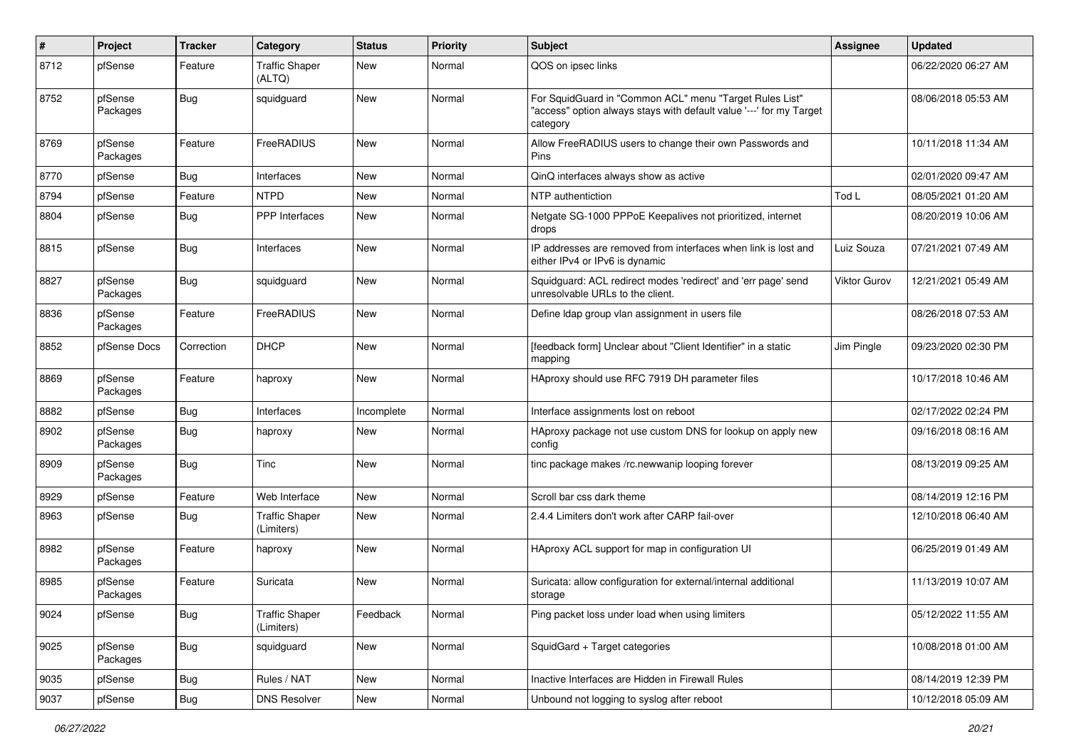| # | Project | Tracker | Category | Status | Priority | Subject | Assignee | Updated |
|---|---|---|---|---|---|---|---|---|
| 8712 | pfSense | Feature | Traffic Shaper (ALTQ) | New | Normal | QOS on ipsec links | | 06/22/2020 06:27 AM |
| 8752 | pfSense Packages | Bug | squidguard | New | Normal | For SquidGuard in "Common ACL" menu "Target Rules List" "access" option always stays with default value '---' for my Target category | | 08/06/2018 05:53 AM |
| 8769 | pfSense Packages | Feature | FreeRADIUS | New | Normal | Allow FreeRADIUS users to change their own Passwords and Pins | | 10/11/2018 11:34 AM |
| 8770 | pfSense | Bug | Interfaces | New | Normal | QinQ interfaces always show as active | | 02/01/2020 09:47 AM |
| 8794 | pfSense | Feature | NTPD | New | Normal | NTP authentiction | Tod L | 08/05/2021 01:20 AM |
| 8804 | pfSense | Bug | PPP Interfaces | New | Normal | Netgate SG-1000 PPPoE Keepalives not prioritized, internet drops | | 08/20/2019 10:06 AM |
| 8815 | pfSense | Bug | Interfaces | New | Normal | IP addresses are removed from interfaces when link is lost and either IPv4 or IPv6 is dynamic | Luiz Souza | 07/21/2021 07:49 AM |
| 8827 | pfSense Packages | Bug | squidguard | New | Normal | Squidguard: ACL redirect modes 'redirect' and 'err page' send unresolvable URLs to the client. | Viktor Gurov | 12/21/2021 05:49 AM |
| 8836 | pfSense Packages | Feature | FreeRADIUS | New | Normal | Define ldap group vlan assignment in users file | | 08/26/2018 07:53 AM |
| 8852 | pfSense Docs | Correction | DHCP | New | Normal | [feedback form] Unclear about "Client Identifier" in a static mapping | Jim Pingle | 09/23/2020 02:30 PM |
| 8869 | pfSense Packages | Feature | haproxy | New | Normal | HAproxy should use RFC 7919 DH parameter files | | 10/17/2018 10:46 AM |
| 8882 | pfSense | Bug | Interfaces | Incomplete | Normal | Interface assignments lost on reboot | | 02/17/2022 02:24 PM |
| 8902 | pfSense Packages | Bug | haproxy | New | Normal | HAproxy package not use custom DNS for lookup on apply new config | | 09/16/2018 08:16 AM |
| 8909 | pfSense Packages | Bug | Tinc | New | Normal | tinc package makes /rc.newwanip looping forever | | 08/13/2019 09:25 AM |
| 8929 | pfSense | Feature | Web Interface | New | Normal | Scroll bar css dark theme | | 08/14/2019 12:16 PM |
| 8963 | pfSense | Bug | Traffic Shaper (Limiters) | New | Normal | 2.4.4 Limiters don't work after CARP fail-over | | 12/10/2018 06:40 AM |
| 8982 | pfSense Packages | Feature | haproxy | New | Normal | HAproxy ACL support for map in configuration UI | | 06/25/2019 01:49 AM |
| 8985 | pfSense Packages | Feature | Suricata | New | Normal | Suricata: allow configuration for external/internal additional storage | | 11/13/2019 10:07 AM |
| 9024 | pfSense | Bug | Traffic Shaper (Limiters) | Feedback | Normal | Ping packet loss under load when using limiters | | 05/12/2022 11:55 AM |
| 9025 | pfSense Packages | Bug | squidguard | New | Normal | SquidGard + Target categories | | 10/08/2018 01:00 AM |
| 9035 | pfSense | Bug | Rules / NAT | New | Normal | Inactive Interfaces are Hidden in Firewall Rules | | 08/14/2019 12:39 PM |
| 9037 | pfSense | Bug | DNS Resolver | New | Normal | Unbound not logging to syslog after reboot | | 10/12/2018 05:09 AM |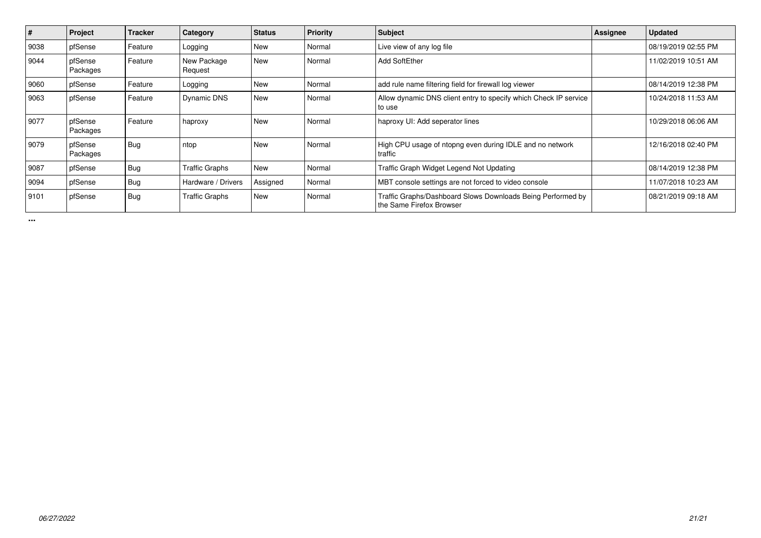| # | Project | Tracker | Category | Status | Priority | Subject | Assignee | Updated |
|---|---|---|---|---|---|---|---|---|
| 9038 | pfSense | Feature | Logging | New | Normal | Live view of any log file | | 08/19/2019 02:55 PM |
| 9044 | pfSense Packages | Feature | New Package Request | New | Normal | Add SoftEther | | 11/02/2019 10:51 AM |
| 9060 | pfSense | Feature | Logging | New | Normal | add rule name filtering field for firewall log viewer | | 08/14/2019 12:38 PM |
| 9063 | pfSense | Feature | Dynamic DNS | New | Normal | Allow dynamic DNS client entry to specify which Check IP service to use | | 10/24/2018 11:53 AM |
| 9077 | pfSense Packages | Feature | haproxy | New | Normal | haproxy UI: Add seperator lines | | 10/29/2018 06:06 AM |
| 9079 | pfSense Packages | Bug | ntop | New | Normal | High CPU usage of ntopng even during IDLE and no network traffic | | 12/16/2018 02:40 PM |
| 9087 | pfSense | Bug | Traffic Graphs | New | Normal | Traffic Graph Widget Legend Not Updating | | 08/14/2019 12:38 PM |
| 9094 | pfSense | Bug | Hardware / Drivers | Assigned | Normal | MBT console settings are not forced to video console | | 11/07/2018 10:23 AM |
| 9101 | pfSense | Bug | Traffic Graphs | New | Normal | Traffic Graphs/Dashboard Slows Downloads Being Performed by the Same Firefox Browser | | 08/21/2019 09:18 AM |

...